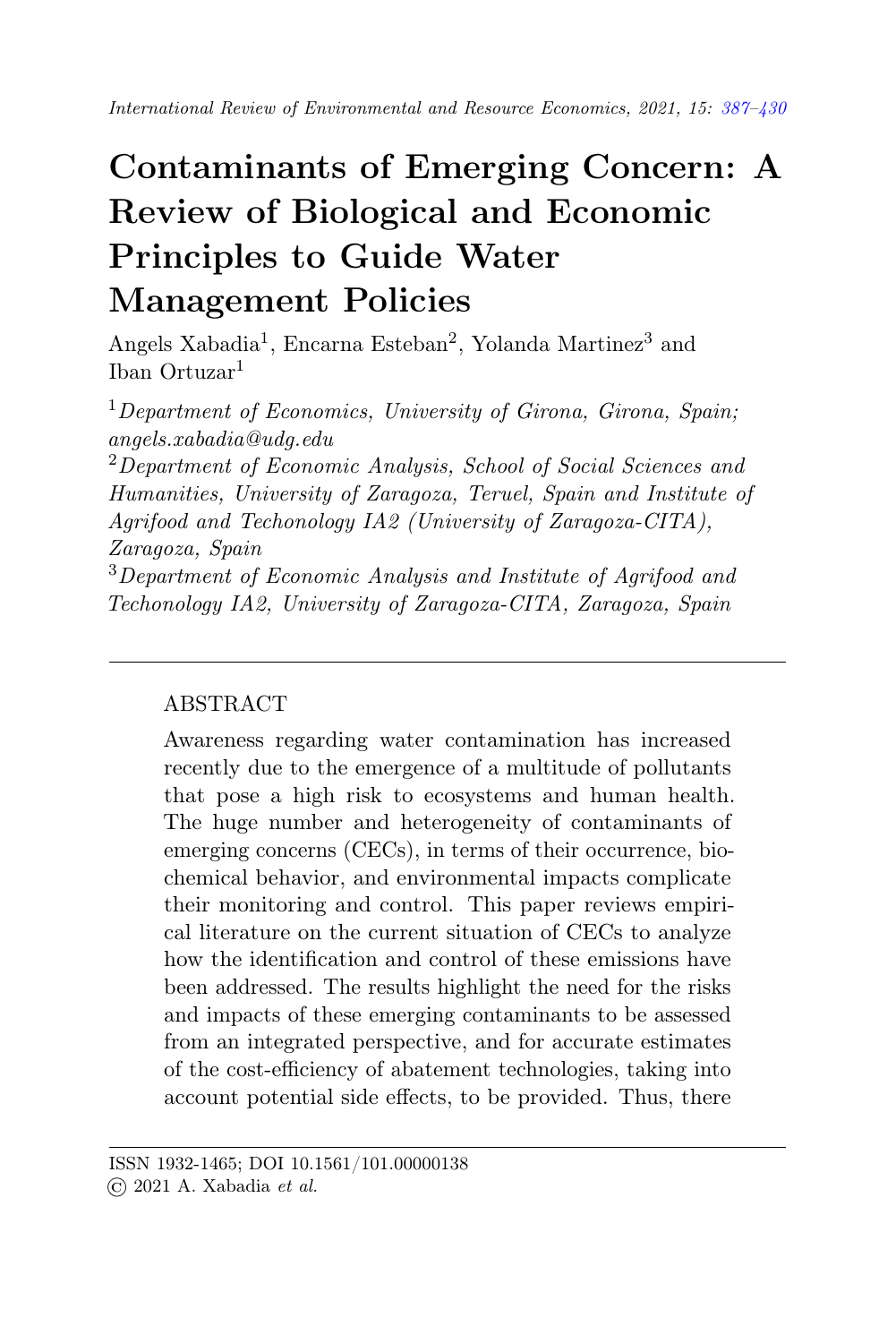# Contaminants of Emerging Concern: A Review of Biological and Economic Principles to Guide Water Management Policies

Angels Xabadia[1], Encarna Esteban[2], Yolanda Martinez[3] and Iban Ortuzar[1]

[1] *Department of Economics, University of Girona, Girona, Spain; angels.xabadia@udg.edu*

[2] *Department of Economic Analysis, School of Social Sciences and Humanities, University of Zaragoza, Teruel, Spain and Institute of Agrifood and Techonology IA2 (University of Zaragoza-CITA), Zaragoza, Spain*

[3] *Department of Economic Analysis and Institute of Agrifood and Techonology IA2, University of Zaragoza-CITA, Zaragoza, Spain*

---

## ABSTRACT

Awareness regarding water contamination has increased recently due to the emergence of a multitude of pollutants that pose a high risk to ecosystems and human health. The huge number and heterogeneity of contaminants of emerging concerns (CECs), in terms of their occurrence, biochemical behavior, and environmental impacts complicate their monitoring and control. This paper reviews empirical literature on the current situation of CECs to analyze how the identification and control of these emissions have been addressed. The results highlight the need for the risks and impacts of these emerging contaminants to be assessed from an integrated perspective, and for accurate estimates of the cost-efficiency of abatement technologies, taking into account potential side effects, to be provided. Thus, there

---

ISSN 1932-1465; DOI 10.1561/101.00000138
© 2021 A. Xabadia *et al.*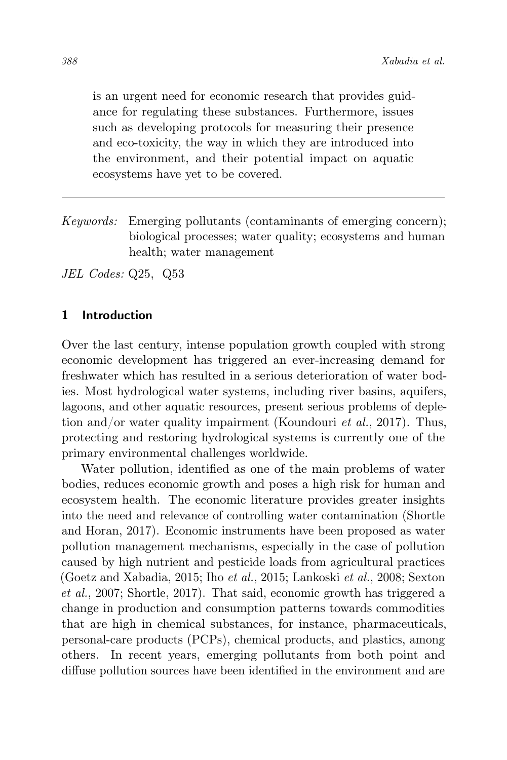is an urgent need for economic research that provides guidance for regulating these substances. Furthermore, issues such as developing protocols for measuring their presence and eco-toxicity, the way in which they are introduced into the environment, and their potential impact on aquatic ecosystems have yet to be covered.

---

*Keywords:* Emerging pollutants (contaminants of emerging concern); biological processes; water quality; ecosystems and human health; water management

*JEL Codes:* Q25, Q53

## 1 Introduction

Over the last century, intense population growth coupled with strong economic development has triggered an ever-increasing demand for freshwater which has resulted in a serious deterioration of water bodies. Most hydrological water systems, including river basins, aquifers, lagoons, and other aquatic resources, present serious problems of depletion and/or water quality impairment (Koundouri *et al.*, 2017). Thus, protecting and restoring hydrological systems is currently one of the primary environmental challenges worldwide.

Water pollution, identified as one of the main problems of water bodies, reduces economic growth and poses a high risk for human and ecosystem health. The economic literature provides greater insights into the need and relevance of controlling water contamination (Shortle and Horan, 2017). Economic instruments have been proposed as water pollution management mechanisms, especially in the case of pollution caused by high nutrient and pesticide loads from agricultural practices (Goetz and Xabadia, 2015; Iho *et al.*, 2015; Lankoski *et al.*, 2008; Sexton *et al.*, 2007; Shortle, 2017). That said, economic growth has triggered a change in production and consumption patterns towards commodities that are high in chemical substances, for instance, pharmaceuticals, personal-care products (PCPs), chemical products, and plastics, among others. In recent years, emerging pollutants from both point and diffuse pollution sources have been identified in the environment and are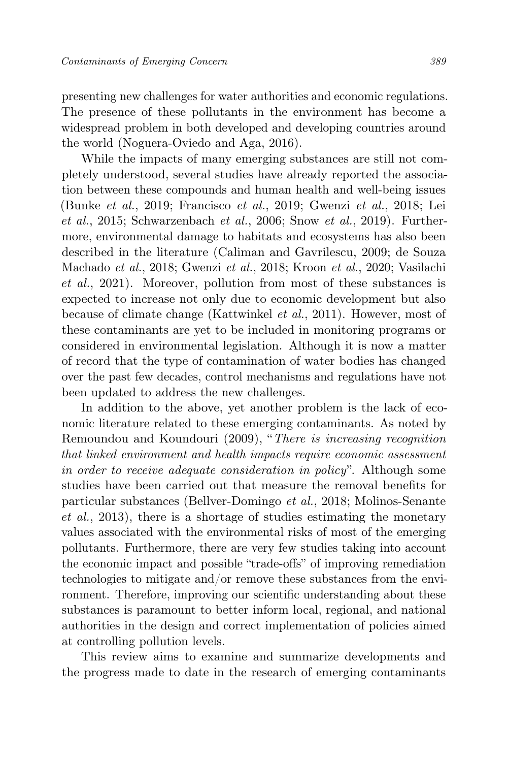presenting new challenges for water authorities and economic regulations. The presence of these pollutants in the environment has become a widespread problem in both developed and developing countries around the world (Noguera-Oviedo and Aga, 2016).

While the impacts of many emerging substances are still not completely understood, several studies have already reported the association between these compounds and human health and well-being issues (Bunke *et al.*, 2019; Francisco *et al.*, 2019; Gwenzi *et al.*, 2018; Lei *et al.*, 2015; Schwarzenbach *et al.*, 2006; Snow *et al.*, 2019). Furthermore, environmental damage to habitats and ecosystems has also been described in the literature (Caliman and Gavrilescu, 2009; de Souza Machado *et al.*, 2018; Gwenzi *et al.*, 2018; Kroon *et al.*, 2020; Vasilachi *et al.*, 2021). Moreover, pollution from most of these substances is expected to increase not only due to economic development but also because of climate change (Kattwinkel *et al.*, 2011). However, most of these contaminants are yet to be included in monitoring programs or considered in environmental legislation. Although it is now a matter of record that the type of contamination of water bodies has changed over the past few decades, control mechanisms and regulations have not been updated to address the new challenges.

In addition to the above, yet another problem is the lack of economic literature related to these emerging contaminants. As noted by Remoundou and Koundouri (2009), "*There is increasing recognition that linked environment and health impacts require economic assessment in order to receive adequate consideration in policy*". Although some studies have been carried out that measure the removal benefits for particular substances (Bellver-Domingo *et al.*, 2018; Molinos-Senante *et al.*, 2013), there is a shortage of studies estimating the monetary values associated with the environmental risks of most of the emerging pollutants. Furthermore, there are very few studies taking into account the economic impact and possible "trade-offs" of improving remediation technologies to mitigate and/or remove these substances from the environment. Therefore, improving our scientific understanding about these substances is paramount to better inform local, regional, and national authorities in the design and correct implementation of policies aimed at controlling pollution levels.

This review aims to examine and summarize developments and the progress made to date in the research of emerging contaminants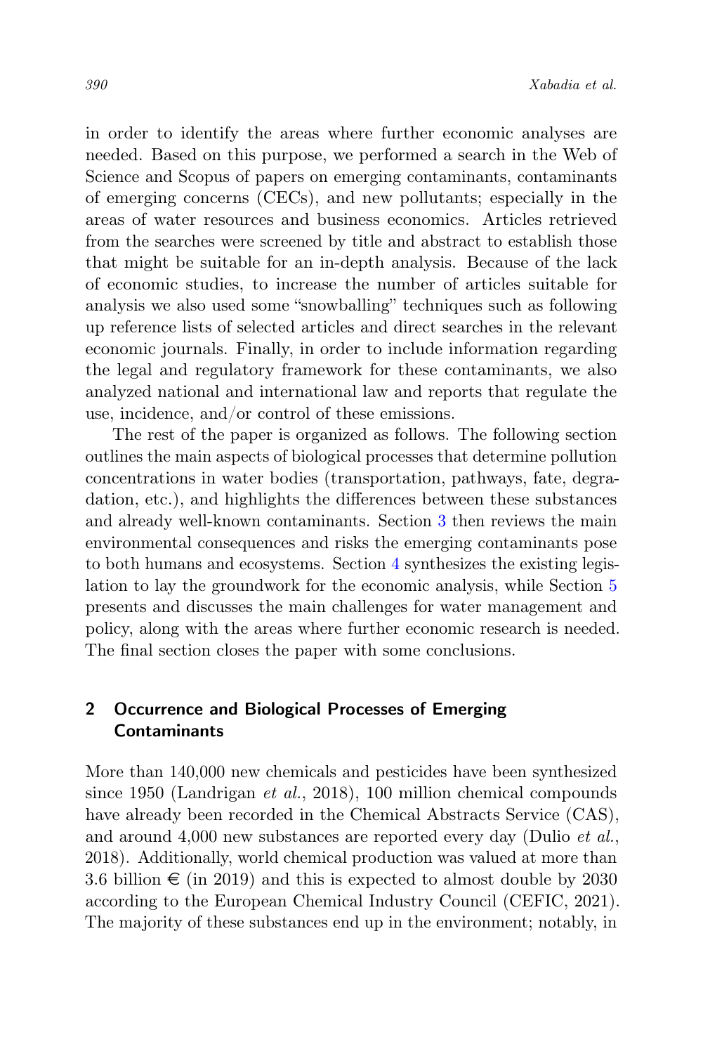in order to identify the areas where further economic analyses are needed. Based on this purpose, we performed a search in the Web of Science and Scopus of papers on emerging contaminants, contaminants of emerging concerns (CECs), and new pollutants; especially in the areas of water resources and business economics. Articles retrieved from the searches were screened by title and abstract to establish those that might be suitable for an in-depth analysis. Because of the lack of economic studies, to increase the number of articles suitable for analysis we also used some "snowballing" techniques such as following up reference lists of selected articles and direct searches in the relevant economic journals. Finally, in order to include information regarding the legal and regulatory framework for these contaminants, we also analyzed national and international law and reports that regulate the use, incidence, and/or control of these emissions.

The rest of the paper is organized as follows. The following section outlines the main aspects of biological processes that determine pollution concentrations in water bodies (transportation, pathways, fate, degradation, etc.), and highlights the differences between these substances and already well-known contaminants. Section 3 then reviews the main environmental consequences and risks the emerging contaminants pose to both humans and ecosystems. Section 4 synthesizes the existing legislation to lay the groundwork for the economic analysis, while Section 5 presents and discusses the main challenges for water management and policy, along with the areas where further economic research is needed. The final section closes the paper with some conclusions.

## 2 Occurrence and Biological Processes of Emerging Contaminants

More than 140,000 new chemicals and pesticides have been synthesized since 1950 (Landrigan *et al.*, 2018), 100 million chemical compounds have already been recorded in the Chemical Abstracts Service (CAS), and around 4,000 new substances are reported every day (Dulio *et al.*, 2018). Additionally, world chemical production was valued at more than 3.6 billion € (in 2019) and this is expected to almost double by 2030 according to the European Chemical Industry Council (CEFIC, 2021). The majority of these substances end up in the environment; notably, in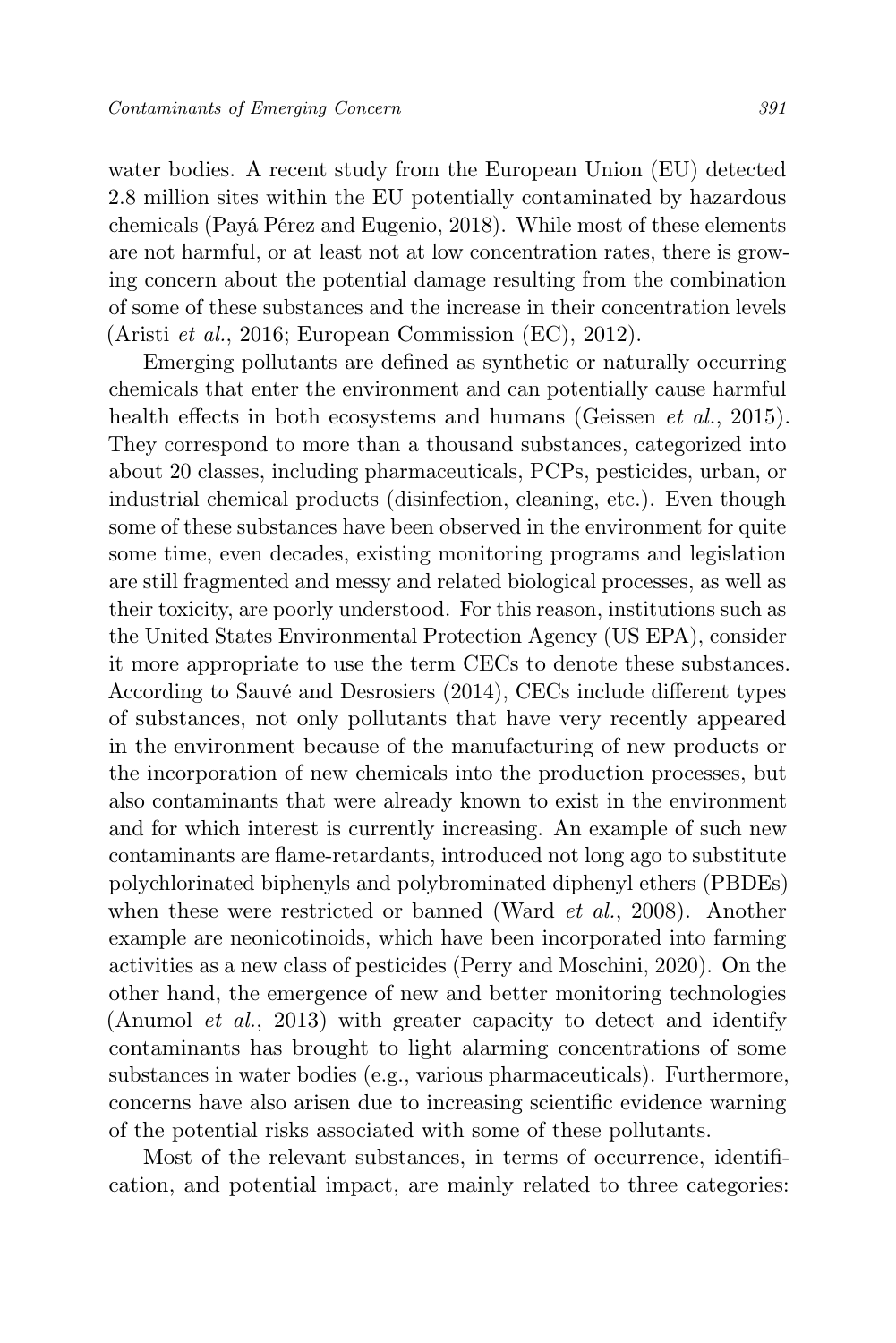water bodies. A recent study from the European Union (EU) detected 2.8 million sites within the EU potentially contaminated by hazardous chemicals (Payá Pérez and Eugenio, 2018). While most of these elements are not harmful, or at least not at low concentration rates, there is growing concern about the potential damage resulting from the combination of some of these substances and the increase in their concentration levels (Aristi *et al.*, 2016; European Commission (EC), 2012).

Emerging pollutants are defined as synthetic or naturally occurring chemicals that enter the environment and can potentially cause harmful health effects in both ecosystems and humans (Geissen *et al.*, 2015). They correspond to more than a thousand substances, categorized into about 20 classes, including pharmaceuticals, PCPs, pesticides, urban, or industrial chemical products (disinfection, cleaning, etc.). Even though some of these substances have been observed in the environment for quite some time, even decades, existing monitoring programs and legislation are still fragmented and messy and related biological processes, as well as their toxicity, are poorly understood. For this reason, institutions such as the United States Environmental Protection Agency (US EPA), consider it more appropriate to use the term CECs to denote these substances. According to Sauvé and Desrosiers (2014), CECs include different types of substances, not only pollutants that have very recently appeared in the environment because of the manufacturing of new products or the incorporation of new chemicals into the production processes, but also contaminants that were already known to exist in the environment and for which interest is currently increasing. An example of such new contaminants are flame-retardants, introduced not long ago to substitute polychlorinated biphenyls and polybrominated diphenyl ethers (PBDEs) when these were restricted or banned (Ward *et al.*, 2008). Another example are neonicotinoids, which have been incorporated into farming activities as a new class of pesticides (Perry and Moschini, 2020). On the other hand, the emergence of new and better monitoring technologies (Anumol *et al.*, 2013) with greater capacity to detect and identify contaminants has brought to light alarming concentrations of some substances in water bodies (e.g., various pharmaceuticals). Furthermore, concerns have also arisen due to increasing scientific evidence warning of the potential risks associated with some of these pollutants.

Most of the relevant substances, in terms of occurrence, identification, and potential impact, are mainly related to three categories: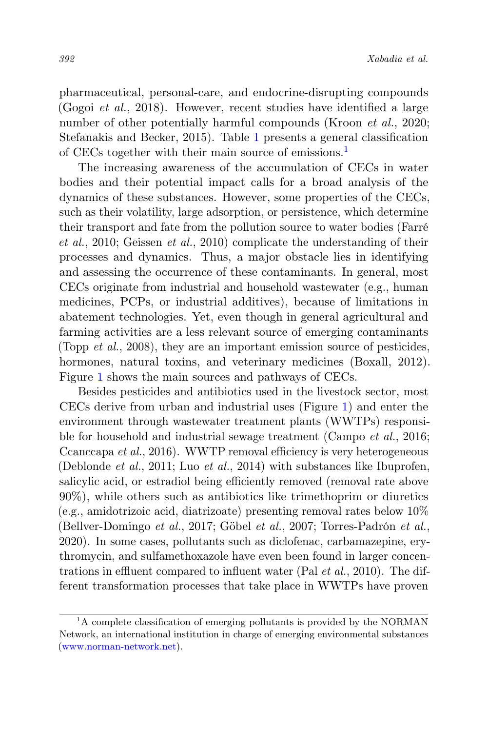pharmaceutical, personal-care, and endocrine-disrupting compounds (Gogoi *et al.*, 2018). However, recent studies have identified a large number of other potentially harmful compounds (Kroon *et al.*, 2020; Stefanakis and Becker, 2015). Table 1 presents a general classification of CECs together with their main source of emissions.[1]

The increasing awareness of the accumulation of CECs in water bodies and their potential impact calls for a broad analysis of the dynamics of these substances. However, some properties of the CECs, such as their volatility, large adsorption, or persistence, which determine their transport and fate from the pollution source to water bodies (Farré *et al.*, 2010; Geissen *et al.*, 2010) complicate the understanding of their processes and dynamics. Thus, a major obstacle lies in identifying and assessing the occurrence of these contaminants. In general, most CECs originate from industrial and household wastewater (e.g., human medicines, PCPs, or industrial additives), because of limitations in abatement technologies. Yet, even though in general agricultural and farming activities are a less relevant source of emerging contaminants (Topp *et al.*, 2008), they are an important emission source of pesticides, hormones, natural toxins, and veterinary medicines (Boxall, 2012). Figure 1 shows the main sources and pathways of CECs.

Besides pesticides and antibiotics used in the livestock sector, most CECs derive from urban and industrial uses (Figure 1) and enter the environment through wastewater treatment plants (WWTPs) responsible for household and industrial sewage treatment (Campo *et al.*, 2016; Ccanccapa *et al.*, 2016). WWTP removal efficiency is very heterogeneous (Deblonde *et al.*, 2011; Luo *et al.*, 2014) with substances like Ibuprofen, salicylic acid, or estradiol being efficiently removed (removal rate above 90%), while others such as antibiotics like trimethoprim or diuretics (e.g., amidotrizoic acid, diatrizoate) presenting removal rates below 10% (Bellver-Domingo *et al.*, 2017; Göbel *et al.*, 2007; Torres-Padrón *et al.*, 2020). In some cases, pollutants such as diclofenac, carbamazepine, erythromycin, and sulfamethoxazole have even been found in larger concentrations in effluent compared to influent water (Pal *et al.*, 2010). The different transformation processes that take place in WWTPs have proven

[1] A complete classification of emerging pollutants is provided by the NORMAN Network, an international institution in charge of emerging environmental substances (www.norman-network.net).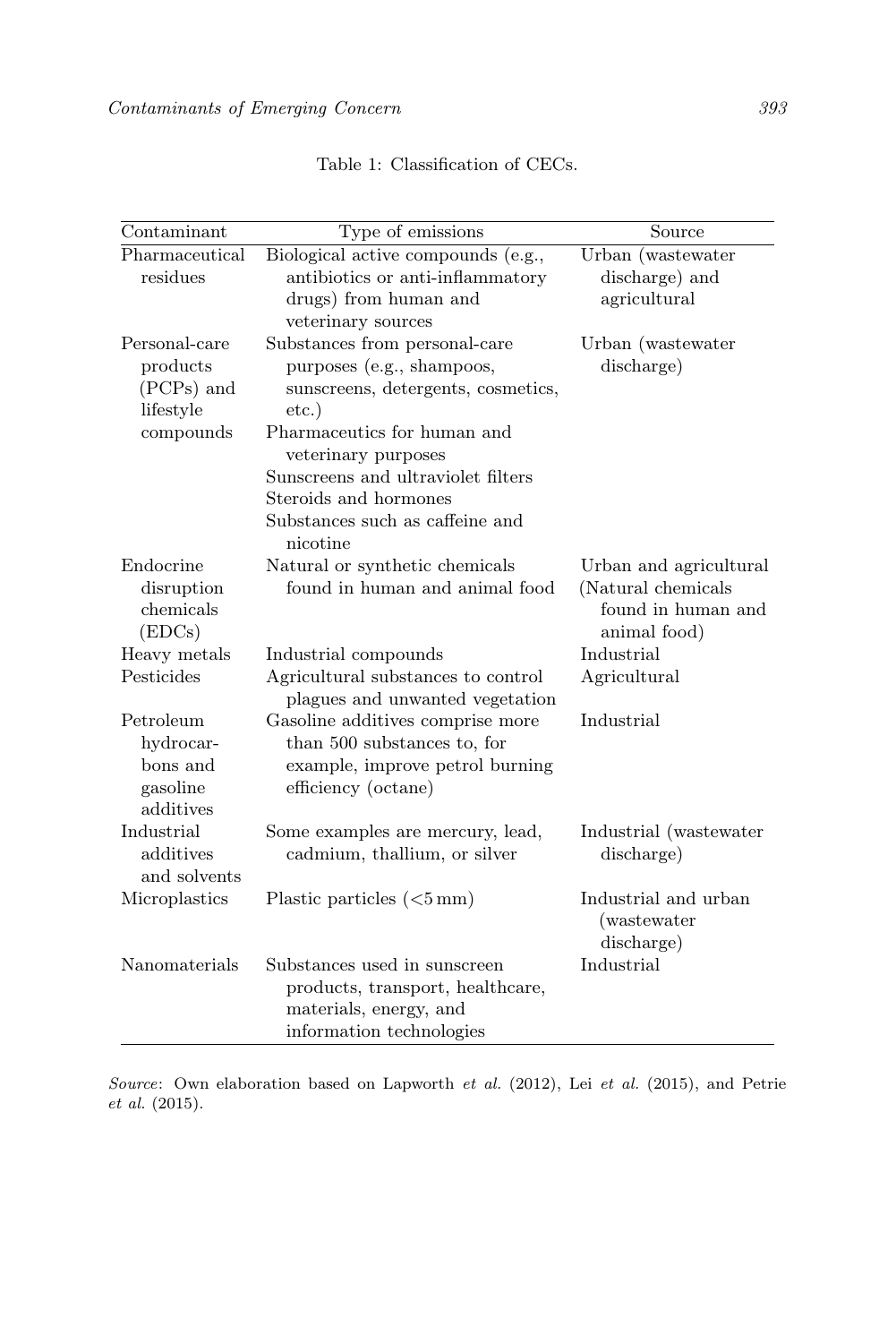Table 1: Classification of CECs.

| Contaminant | Type of emissions | Source |
|---|---|---|
| Pharmaceutical residues | Biological active compounds (e.g., antibiotics or anti-inflammatory drugs) from human and veterinary sources | Urban (wastewater discharge) and agricultural |
| Personal-care products (PCPs) and lifestyle compounds | Substances from personal-care purposes (e.g., shampoos, sunscreens, detergents, cosmetics, etc.)<br>Pharmaceutics for human and veterinary purposes<br>Sunscreens and ultraviolet filters<br>Steroids and hormones<br>Substances such as caffeine and nicotine | Urban (wastewater discharge) |
| Endocrine disruption chemicals (EDCs) | Natural or synthetic chemicals found in human and animal food | Urban and agricultural (Natural chemicals found in human and animal food) |
| Heavy metals | Industrial compounds | Industrial |
| Pesticides | Agricultural substances to control plagues and unwanted vegetation | Agricultural |
| Petroleum hydrocarbons and gasoline additives | Gasoline additives comprise more than 500 substances to, for example, improve petrol burning efficiency (octane) | Industrial |
| Industrial additives and solvents | Some examples are mercury, lead, cadmium, thallium, or silver | Industrial (wastewater discharge) |
| Microplastics | Plastic particles (<5 mm) | Industrial and urban (wastewater discharge) |
| Nanomaterials | Substances used in sunscreen products, transport, healthcare, materials, energy, and information technologies | Industrial |

*Source*: Own elaboration based on Lapworth *et al.* (2012), Lei *et al.* (2015), and Petrie *et al.* (2015).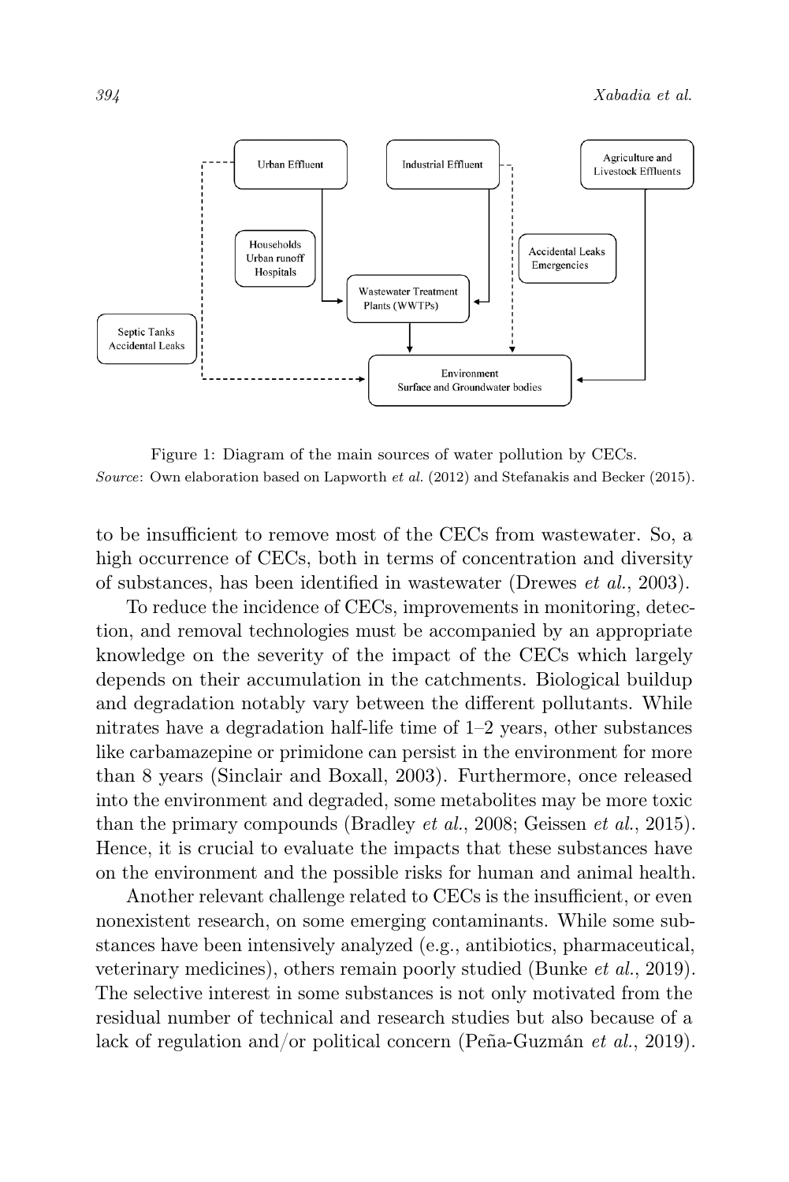Figure 1: Diagram of the main sources of water pollution by CECs.
*Source*: Own elaboration based on Lapworth *et al.* (2012) and Stefanakis and Becker (2015).

to be insufficient to remove most of the CECs from wastewater. So, a high occurrence of CECs, both in terms of concentration and diversity of substances, has been identified in wastewater (Drewes *et al.*, 2003).

To reduce the incidence of CECs, improvements in monitoring, detection, and removal technologies must be accompanied by an appropriate knowledge on the severity of the impact of the CECs which largely depends on their accumulation in the catchments. Biological buildup and degradation notably vary between the different pollutants. While nitrates have a degradation half-life time of 1–2 years, other substances like carbamazepine or primidone can persist in the environment for more than 8 years (Sinclair and Boxall, 2003). Furthermore, once released into the environment and degraded, some metabolites may be more toxic than the primary compounds (Bradley *et al.*, 2008; Geissen *et al.*, 2015). Hence, it is crucial to evaluate the impacts that these substances have on the environment and the possible risks for human and animal health.

Another relevant challenge related to CECs is the insufficient, or even nonexistent research, on some emerging contaminants. While some substances have been intensively analyzed (e.g., antibiotics, pharmaceutical, veterinary medicines), others remain poorly studied (Bunke *et al.*, 2019). The selective interest in some substances is not only motivated from the residual number of technical and research studies but also because of a lack of regulation and/or political concern (Peña-Guzmán *et al.*, 2019).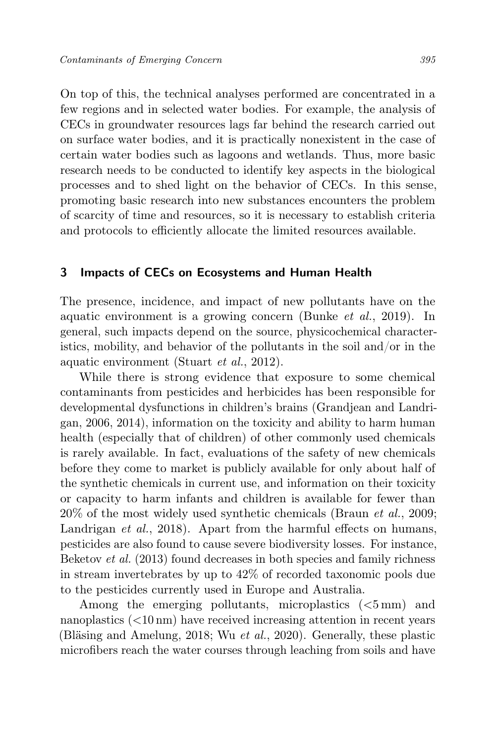On top of this, the technical analyses performed are concentrated in a few regions and in selected water bodies. For example, the analysis of CECs in groundwater resources lags far behind the research carried out on surface water bodies, and it is practically nonexistent in the case of certain water bodies such as lagoons and wetlands. Thus, more basic research needs to be conducted to identify key aspects in the biological processes and to shed light on the behavior of CECs. In this sense, promoting basic research into new substances encounters the problem of scarcity of time and resources, so it is necessary to establish criteria and protocols to efficiently allocate the limited resources available.

## 3 Impacts of CECs on Ecosystems and Human Health

The presence, incidence, and impact of new pollutants have on the aquatic environment is a growing concern (Bunke *et al.*, 2019). In general, such impacts depend on the source, physicochemical characteristics, mobility, and behavior of the pollutants in the soil and/or in the aquatic environment (Stuart *et al.*, 2012).

While there is strong evidence that exposure to some chemical contaminants from pesticides and herbicides has been responsible for developmental dysfunctions in children's brains (Grandjean and Landrigan, 2006, 2014), information on the toxicity and ability to harm human health (especially that of children) of other commonly used chemicals is rarely available. In fact, evaluations of the safety of new chemicals before they come to market is publicly available for only about half of the synthetic chemicals in current use, and information on their toxicity or capacity to harm infants and children is available for fewer than 20% of the most widely used synthetic chemicals (Braun *et al.*, 2009; Landrigan *et al.*, 2018). Apart from the harmful effects on humans, pesticides are also found to cause severe biodiversity losses. For instance, Beketov *et al.* (2013) found decreases in both species and family richness in stream invertebrates by up to 42% of recorded taxonomic pools due to the pesticides currently used in Europe and Australia.

Among the emerging pollutants, microplastics (<5 mm) and nanoplastics (<10 nm) have received increasing attention in recent years (Bläsing and Amelung, 2018; Wu *et al.*, 2020). Generally, these plastic microfibers reach the water courses through leaching from soils and have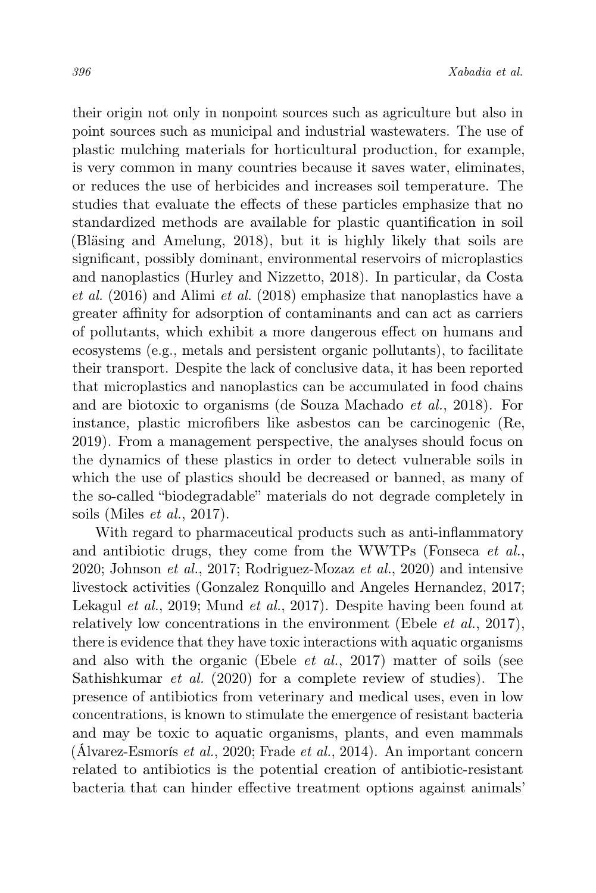their origin not only in nonpoint sources such as agriculture but also in point sources such as municipal and industrial wastewaters. The use of plastic mulching materials for horticultural production, for example, is very common in many countries because it saves water, eliminates, or reduces the use of herbicides and increases soil temperature. The studies that evaluate the effects of these particles emphasize that no standardized methods are available for plastic quantification in soil (Bläsing and Amelung, 2018), but it is highly likely that soils are significant, possibly dominant, environmental reservoirs of microplastics and nanoplastics (Hurley and Nizzetto, 2018). In particular, da Costa *et al.* (2016) and Alimi *et al.* (2018) emphasize that nanoplastics have a greater affinity for adsorption of contaminants and can act as carriers of pollutants, which exhibit a more dangerous effect on humans and ecosystems (e.g., metals and persistent organic pollutants), to facilitate their transport. Despite the lack of conclusive data, it has been reported that microplastics and nanoplastics can be accumulated in food chains and are biotoxic to organisms (de Souza Machado *et al.*, 2018). For instance, plastic microfibers like asbestos can be carcinogenic (Re, 2019). From a management perspective, the analyses should focus on the dynamics of these plastics in order to detect vulnerable soils in which the use of plastics should be decreased or banned, as many of the so-called "biodegradable" materials do not degrade completely in soils (Miles *et al.*, 2017).

With regard to pharmaceutical products such as anti-inflammatory and antibiotic drugs, they come from the WWTPs (Fonseca *et al.*, 2020; Johnson *et al.*, 2017; Rodriguez-Mozaz *et al.*, 2020) and intensive livestock activities (Gonzalez Ronquillo and Angeles Hernandez, 2017; Lekagul *et al.*, 2019; Mund *et al.*, 2017). Despite having been found at relatively low concentrations in the environment (Ebele *et al.*, 2017), there is evidence that they have toxic interactions with aquatic organisms and also with the organic (Ebele *et al.*, 2017) matter of soils (see Sathishkumar *et al.* (2020) for a complete review of studies). The presence of antibiotics from veterinary and medical uses, even in low concentrations, is known to stimulate the emergence of resistant bacteria and may be toxic to aquatic organisms, plants, and even mammals (Álvarez-Esmorís *et al.*, 2020; Frade *et al.*, 2014). An important concern related to antibiotics is the potential creation of antibiotic-resistant bacteria that can hinder effective treatment options against animals'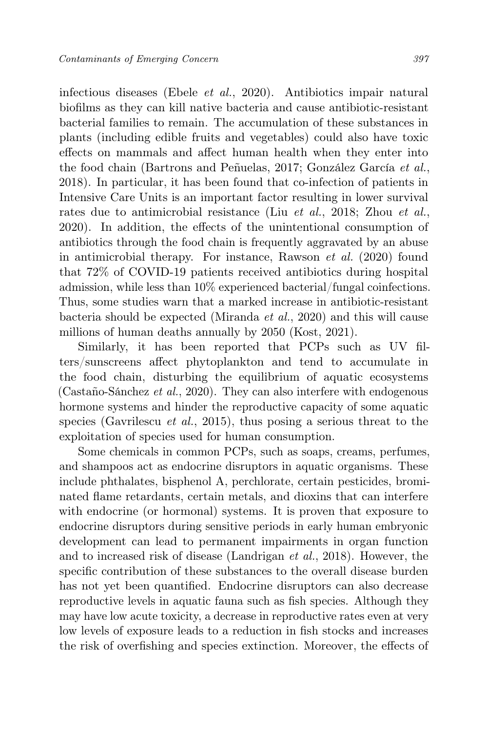infectious diseases (Ebele *et al.*, 2020). Antibiotics impair natural biofilms as they can kill native bacteria and cause antibiotic-resistant bacterial families to remain. The accumulation of these substances in plants (including edible fruits and vegetables) could also have toxic effects on mammals and affect human health when they enter into the food chain (Bartrons and Peñuelas, 2017; González García *et al.*, 2018). In particular, it has been found that co-infection of patients in Intensive Care Units is an important factor resulting in lower survival rates due to antimicrobial resistance (Liu *et al.*, 2018; Zhou *et al.*, 2020). In addition, the effects of the unintentional consumption of antibiotics through the food chain is frequently aggravated by an abuse in antimicrobial therapy. For instance, Rawson *et al.* (2020) found that 72% of COVID-19 patients received antibiotics during hospital admission, while less than 10% experienced bacterial/fungal coinfections. Thus, some studies warn that a marked increase in antibiotic-resistant bacteria should be expected (Miranda *et al.*, 2020) and this will cause millions of human deaths annually by 2050 (Kost, 2021).

Similarly, it has been reported that PCPs such as UV filters/sunscreens affect phytoplankton and tend to accumulate in the food chain, disturbing the equilibrium of aquatic ecosystems (Castaño-Sánchez *et al.*, 2020). They can also interfere with endogenous hormone systems and hinder the reproductive capacity of some aquatic species (Gavrilescu *et al.*, 2015), thus posing a serious threat to the exploitation of species used for human consumption.

Some chemicals in common PCPs, such as soaps, creams, perfumes, and shampoos act as endocrine disruptors in aquatic organisms. These include phthalates, bisphenol A, perchlorate, certain pesticides, brominated flame retardants, certain metals, and dioxins that can interfere with endocrine (or hormonal) systems. It is proven that exposure to endocrine disruptors during sensitive periods in early human embryonic development can lead to permanent impairments in organ function and to increased risk of disease (Landrigan *et al.*, 2018). However, the specific contribution of these substances to the overall disease burden has not yet been quantified. Endocrine disruptors can also decrease reproductive levels in aquatic fauna such as fish species. Although they may have low acute toxicity, a decrease in reproductive rates even at very low levels of exposure leads to a reduction in fish stocks and increases the risk of overfishing and species extinction. Moreover, the effects of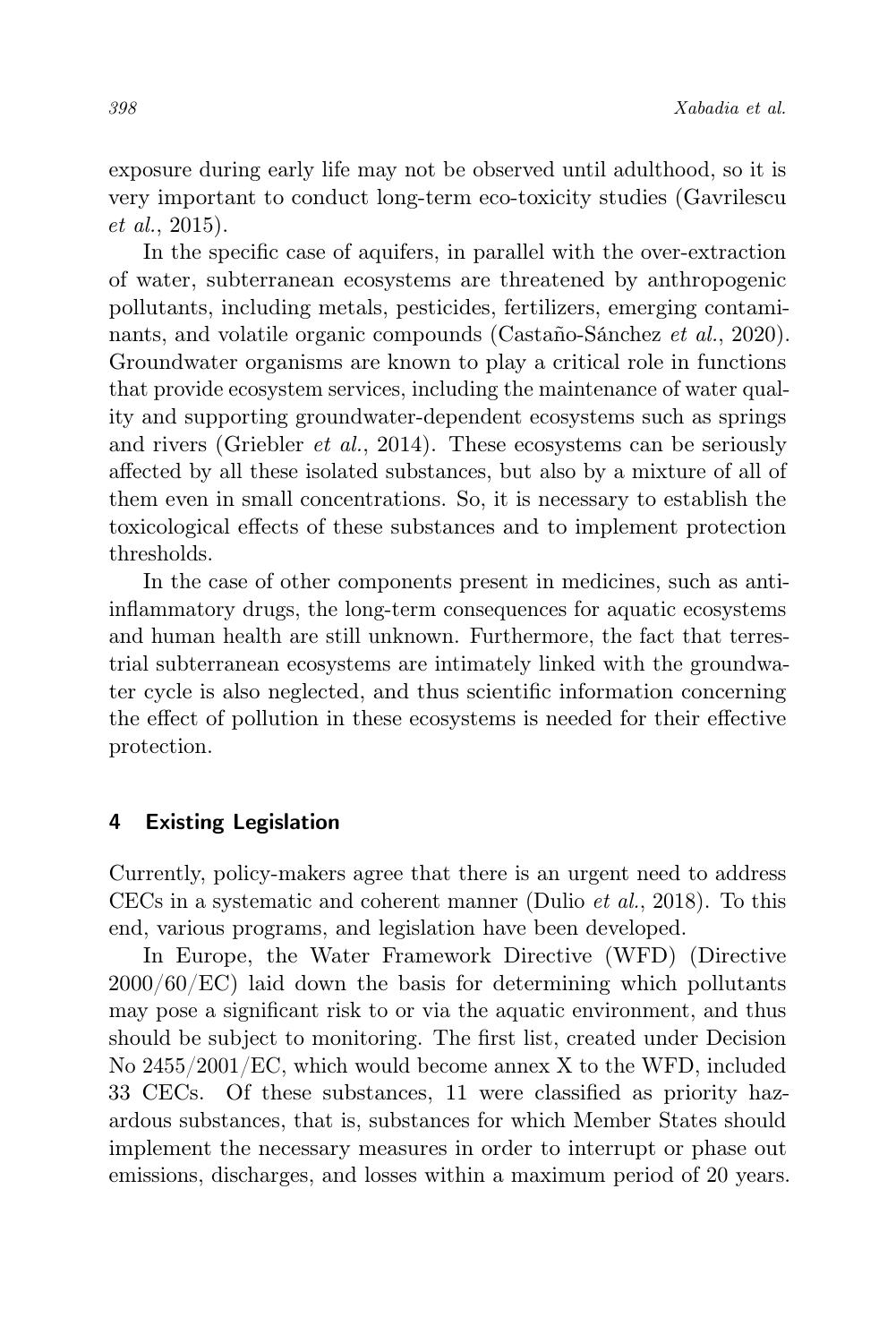exposure during early life may not be observed until adulthood, so it is very important to conduct long-term eco-toxicity studies (Gavrilescu *et al.*, 2015).

In the specific case of aquifers, in parallel with the over-extraction of water, subterranean ecosystems are threatened by anthropogenic pollutants, including metals, pesticides, fertilizers, emerging contaminants, and volatile organic compounds (Castaño-Sánchez *et al.*, 2020). Groundwater organisms are known to play a critical role in functions that provide ecosystem services, including the maintenance of water quality and supporting groundwater-dependent ecosystems such as springs and rivers (Griebler *et al.*, 2014). These ecosystems can be seriously affected by all these isolated substances, but also by a mixture of all of them even in small concentrations. So, it is necessary to establish the toxicological effects of these substances and to implement protection thresholds.

In the case of other components present in medicines, such as anti-inflammatory drugs, the long-term consequences for aquatic ecosystems and human health are still unknown. Furthermore, the fact that terrestrial subterranean ecosystems are intimately linked with the groundwater cycle is also neglected, and thus scientific information concerning the effect of pollution in these ecosystems is needed for their effective protection.

## 4 Existing Legislation

Currently, policy-makers agree that there is an urgent need to address CECs in a systematic and coherent manner (Dulio *et al.*, 2018). To this end, various programs, and legislation have been developed.

In Europe, the Water Framework Directive (WFD) (Directive 2000/60/EC) laid down the basis for determining which pollutants may pose a significant risk to or via the aquatic environment, and thus should be subject to monitoring. The first list, created under Decision No 2455/2001/EC, which would become annex X to the WFD, included 33 CECs. Of these substances, 11 were classified as priority hazardous substances, that is, substances for which Member States should implement the necessary measures in order to interrupt or phase out emissions, discharges, and losses within a maximum period of 20 years.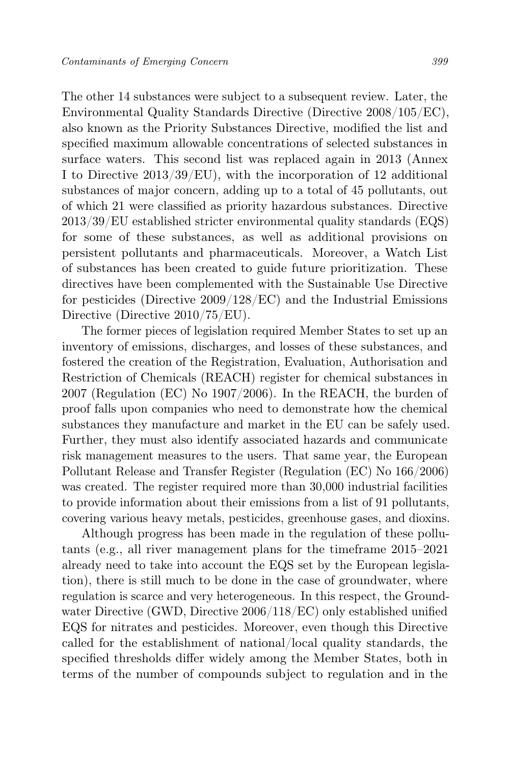The other 14 substances were subject to a subsequent review. Later, the Environmental Quality Standards Directive (Directive 2008/105/EC), also known as the Priority Substances Directive, modified the list and specified maximum allowable concentrations of selected substances in surface waters. This second list was replaced again in 2013 (Annex I to Directive 2013/39/EU), with the incorporation of 12 additional substances of major concern, adding up to a total of 45 pollutants, out of which 21 were classified as priority hazardous substances. Directive 2013/39/EU established stricter environmental quality standards (EQS) for some of these substances, as well as additional provisions on persistent pollutants and pharmaceuticals. Moreover, a Watch List of substances has been created to guide future prioritization. These directives have been complemented with the Sustainable Use Directive for pesticides (Directive 2009/128/EC) and the Industrial Emissions Directive (Directive 2010/75/EU).

The former pieces of legislation required Member States to set up an inventory of emissions, discharges, and losses of these substances, and fostered the creation of the Registration, Evaluation, Authorisation and Restriction of Chemicals (REACH) register for chemical substances in 2007 (Regulation (EC) No 1907/2006). In the REACH, the burden of proof falls upon companies who need to demonstrate how the chemical substances they manufacture and market in the EU can be safely used. Further, they must also identify associated hazards and communicate risk management measures to the users. That same year, the European Pollutant Release and Transfer Register (Regulation (EC) No 166/2006) was created. The register required more than 30,000 industrial facilities to provide information about their emissions from a list of 91 pollutants, covering various heavy metals, pesticides, greenhouse gases, and dioxins.

Although progress has been made in the regulation of these pollutants (e.g., all river management plans for the timeframe 2015–2021 already need to take into account the EQS set by the European legislation), there is still much to be done in the case of groundwater, where regulation is scarce and very heterogeneous. In this respect, the Groundwater Directive (GWD, Directive 2006/118/EC) only established unified EQS for nitrates and pesticides. Moreover, even though this Directive called for the establishment of national/local quality standards, the specified thresholds differ widely among the Member States, both in terms of the number of compounds subject to regulation and in the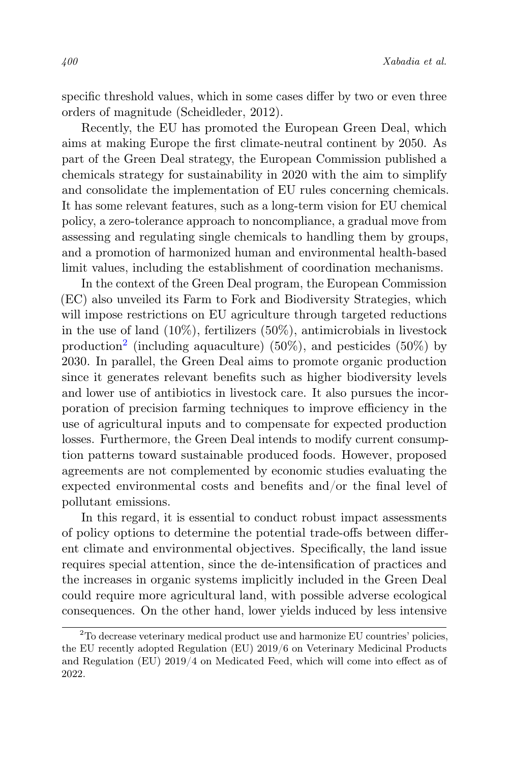specific threshold values, which in some cases differ by two or even three orders of magnitude (Scheidleder, 2012).

Recently, the EU has promoted the European Green Deal, which aims at making Europe the first climate-neutral continent by 2050. As part of the Green Deal strategy, the European Commission published a chemicals strategy for sustainability in 2020 with the aim to simplify and consolidate the implementation of EU rules concerning chemicals. It has some relevant features, such as a long-term vision for EU chemical policy, a zero-tolerance approach to noncompliance, a gradual move from assessing and regulating single chemicals to handling them by groups, and a promotion of harmonized human and environmental health-based limit values, including the establishment of coordination mechanisms.

In the context of the Green Deal program, the European Commission (EC) also unveiled its Farm to Fork and Biodiversity Strategies, which will impose restrictions on EU agriculture through targeted reductions in the use of land (10%), fertilizers (50%), antimicrobials in livestock production[2] (including aquaculture) (50%), and pesticides (50%) by 2030. In parallel, the Green Deal aims to promote organic production since it generates relevant benefits such as higher biodiversity levels and lower use of antibiotics in livestock care. It also pursues the incorporation of precision farming techniques to improve efficiency in the use of agricultural inputs and to compensate for expected production losses. Furthermore, the Green Deal intends to modify current consumption patterns toward sustainable produced foods. However, proposed agreements are not complemented by economic studies evaluating the expected environmental costs and benefits and/or the final level of pollutant emissions.

In this regard, it is essential to conduct robust impact assessments of policy options to determine the potential trade-offs between different climate and environmental objectives. Specifically, the land issue requires special attention, since the de-intensification of practices and the increases in organic systems implicitly included in the Green Deal could require more agricultural land, with possible adverse ecological consequences. On the other hand, lower yields induced by less intensive

[2] To decrease veterinary medical product use and harmonize EU countries' policies, the EU recently adopted Regulation (EU) 2019/6 on Veterinary Medicinal Products and Regulation (EU) 2019/4 on Medicated Feed, which will come into effect as of 2022.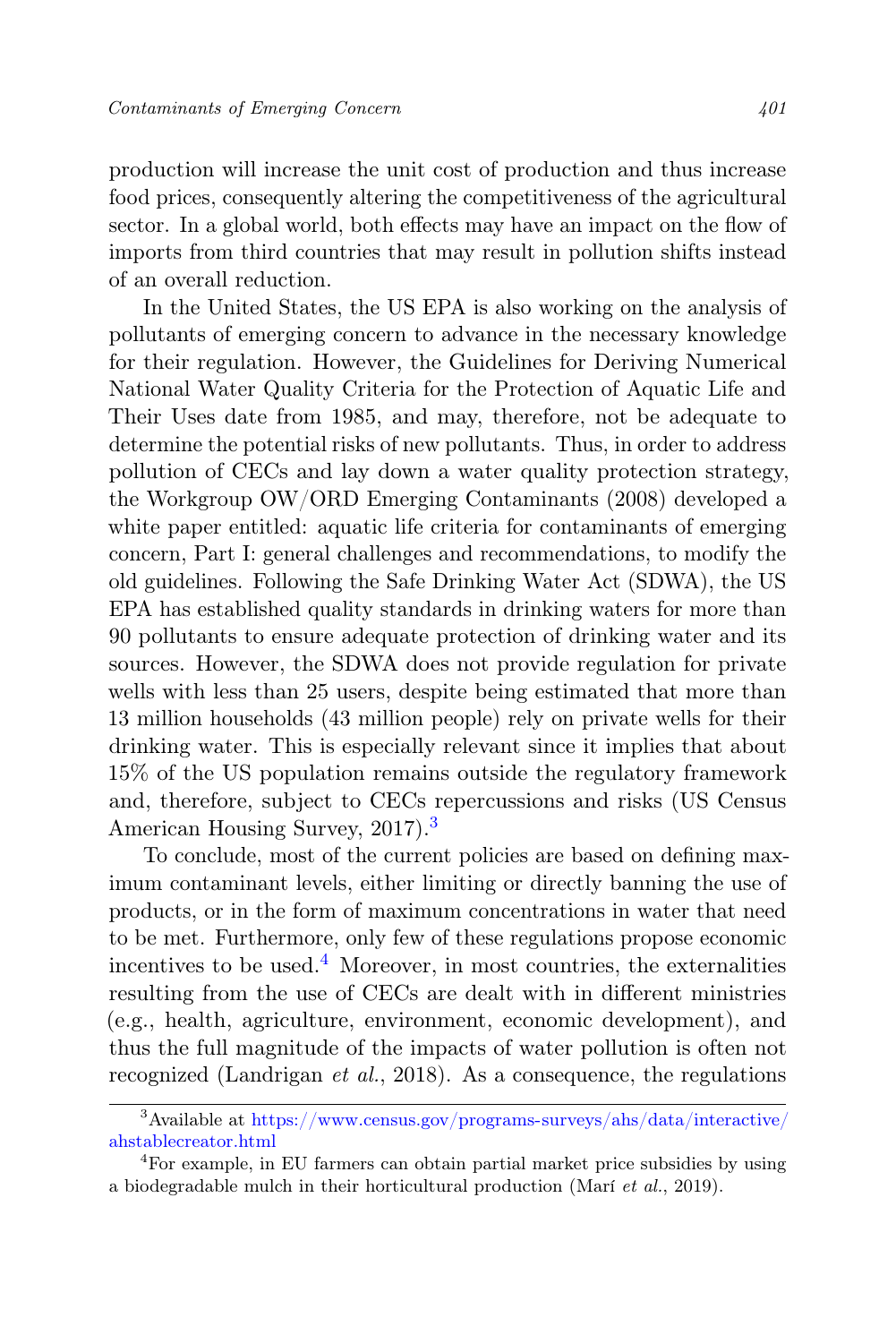production will increase the unit cost of production and thus increase food prices, consequently altering the competitiveness of the agricultural sector. In a global world, both effects may have an impact on the flow of imports from third countries that may result in pollution shifts instead of an overall reduction.

In the United States, the US EPA is also working on the analysis of pollutants of emerging concern to advance in the necessary knowledge for their regulation. However, the Guidelines for Deriving Numerical National Water Quality Criteria for the Protection of Aquatic Life and Their Uses date from 1985, and may, therefore, not be adequate to determine the potential risks of new pollutants. Thus, in order to address pollution of CECs and lay down a water quality protection strategy, the Workgroup OW/ORD Emerging Contaminants (2008) developed a white paper entitled: aquatic life criteria for contaminants of emerging concern, Part I: general challenges and recommendations, to modify the old guidelines. Following the Safe Drinking Water Act (SDWA), the US EPA has established quality standards in drinking waters for more than 90 pollutants to ensure adequate protection of drinking water and its sources. However, the SDWA does not provide regulation for private wells with less than 25 users, despite being estimated that more than 13 million households (43 million people) rely on private wells for their drinking water. This is especially relevant since it implies that about 15% of the US population remains outside the regulatory framework and, therefore, subject to CECs repercussions and risks (US Census American Housing Survey, 2017).[3]

To conclude, most of the current policies are based on defining maximum contaminant levels, either limiting or directly banning the use of products, or in the form of maximum concentrations in water that need to be met. Furthermore, only few of these regulations propose economic incentives to be used.[4] Moreover, in most countries, the externalities resulting from the use of CECs are dealt with in different ministries (e.g., health, agriculture, environment, economic development), and thus the full magnitude of the impacts of water pollution is often not recognized (Landrigan *et al.*, 2018). As a consequence, the regulations

---

[3] Available at https://www.census.gov/programs-surveys/ahs/data/interactive/ahstablecreator.html

[4] For example, in EU farmers can obtain partial market price subsidies by using a biodegradable mulch in their horticultural production (Marí *et al.*, 2019).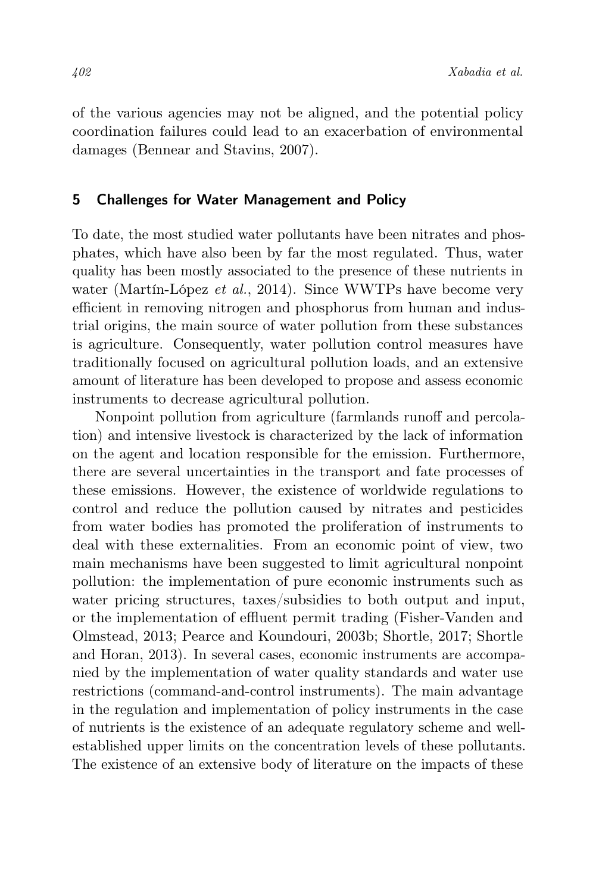of the various agencies may not be aligned, and the potential policy coordination failures could lead to an exacerbation of environmental damages (Bennear and Stavins, 2007).

## 5 Challenges for Water Management and Policy

To date, the most studied water pollutants have been nitrates and phosphates, which have also been by far the most regulated. Thus, water quality has been mostly associated to the presence of these nutrients in water (Martín-López *et al.*, 2014). Since WWTPs have become very efficient in removing nitrogen and phosphorus from human and industrial origins, the main source of water pollution from these substances is agriculture. Consequently, water pollution control measures have traditionally focused on agricultural pollution loads, and an extensive amount of literature has been developed to propose and assess economic instruments to decrease agricultural pollution.

Nonpoint pollution from agriculture (farmlands runoff and percolation) and intensive livestock is characterized by the lack of information on the agent and location responsible for the emission. Furthermore, there are several uncertainties in the transport and fate processes of these emissions. However, the existence of worldwide regulations to control and reduce the pollution caused by nitrates and pesticides from water bodies has promoted the proliferation of instruments to deal with these externalities. From an economic point of view, two main mechanisms have been suggested to limit agricultural nonpoint pollution: the implementation of pure economic instruments such as water pricing structures, taxes/subsidies to both output and input, or the implementation of effluent permit trading (Fisher-Vanden and Olmstead, 2013; Pearce and Koundouri, 2003b; Shortle, 2017; Shortle and Horan, 2013). In several cases, economic instruments are accompanied by the implementation of water quality standards and water use restrictions (command-and-control instruments). The main advantage in the regulation and implementation of policy instruments in the case of nutrients is the existence of an adequate regulatory scheme and well-established upper limits on the concentration levels of these pollutants. The existence of an extensive body of literature on the impacts of these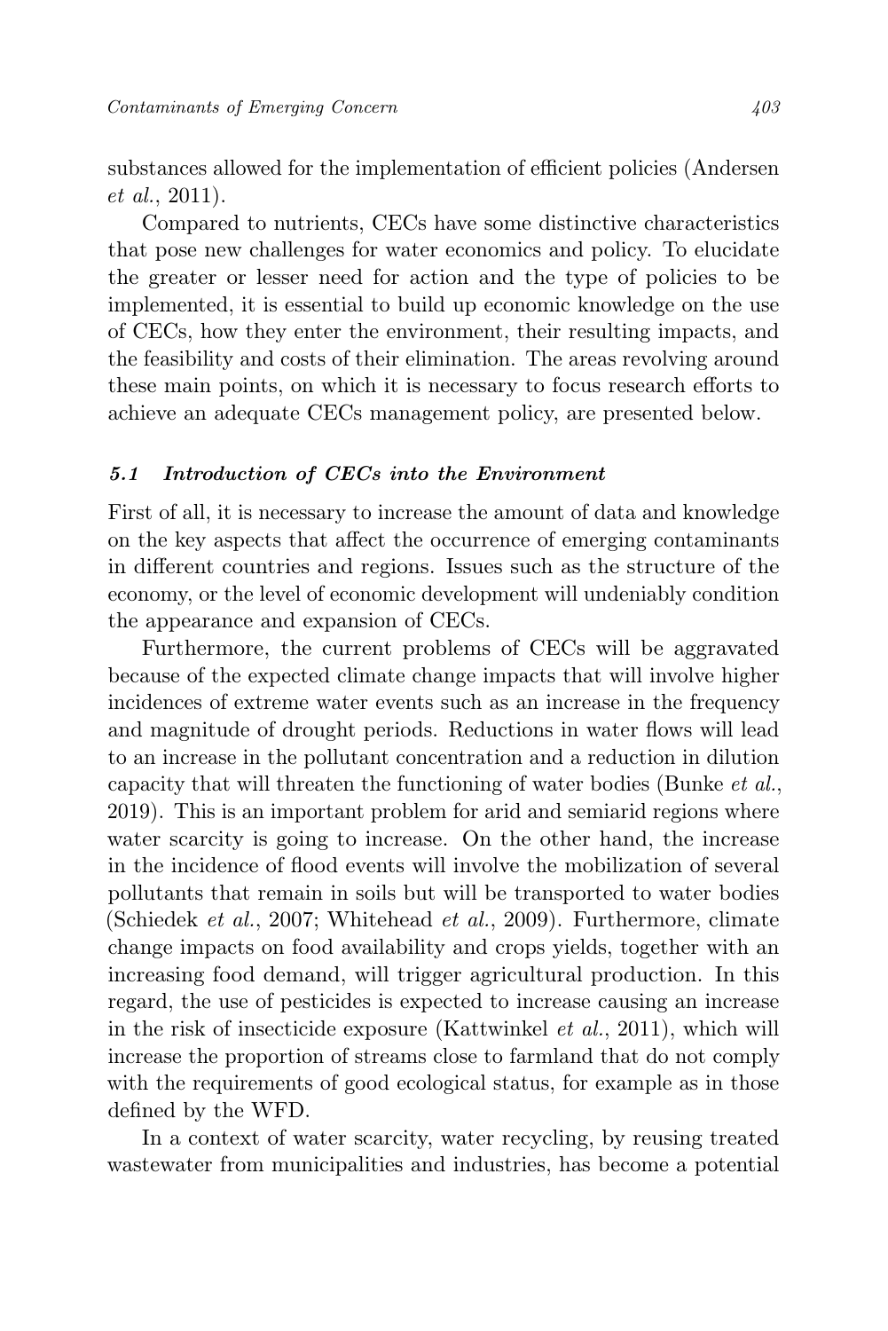substances allowed for the implementation of efficient policies (Andersen *et al.*, 2011).

Compared to nutrients, CECs have some distinctive characteristics that pose new challenges for water economics and policy. To elucidate the greater or lesser need for action and the type of policies to be implemented, it is essential to build up economic knowledge on the use of CECs, how they enter the environment, their resulting impacts, and the feasibility and costs of their elimination. The areas revolving around these main points, on which it is necessary to focus research efforts to achieve an adequate CECs management policy, are presented below.

### *5.1 Introduction of CECs into the Environment*

First of all, it is necessary to increase the amount of data and knowledge on the key aspects that affect the occurrence of emerging contaminants in different countries and regions. Issues such as the structure of the economy, or the level of economic development will undeniably condition the appearance and expansion of CECs.

Furthermore, the current problems of CECs will be aggravated because of the expected climate change impacts that will involve higher incidences of extreme water events such as an increase in the frequency and magnitude of drought periods. Reductions in water flows will lead to an increase in the pollutant concentration and a reduction in dilution capacity that will threaten the functioning of water bodies (Bunke *et al.*, 2019). This is an important problem for arid and semiarid regions where water scarcity is going to increase. On the other hand, the increase in the incidence of flood events will involve the mobilization of several pollutants that remain in soils but will be transported to water bodies (Schiedek *et al.*, 2007; Whitehead *et al.*, 2009). Furthermore, climate change impacts on food availability and crops yields, together with an increasing food demand, will trigger agricultural production. In this regard, the use of pesticides is expected to increase causing an increase in the risk of insecticide exposure (Kattwinkel *et al.*, 2011), which will increase the proportion of streams close to farmland that do not comply with the requirements of good ecological status, for example as in those defined by the WFD.

In a context of water scarcity, water recycling, by reusing treated wastewater from municipalities and industries, has become a potential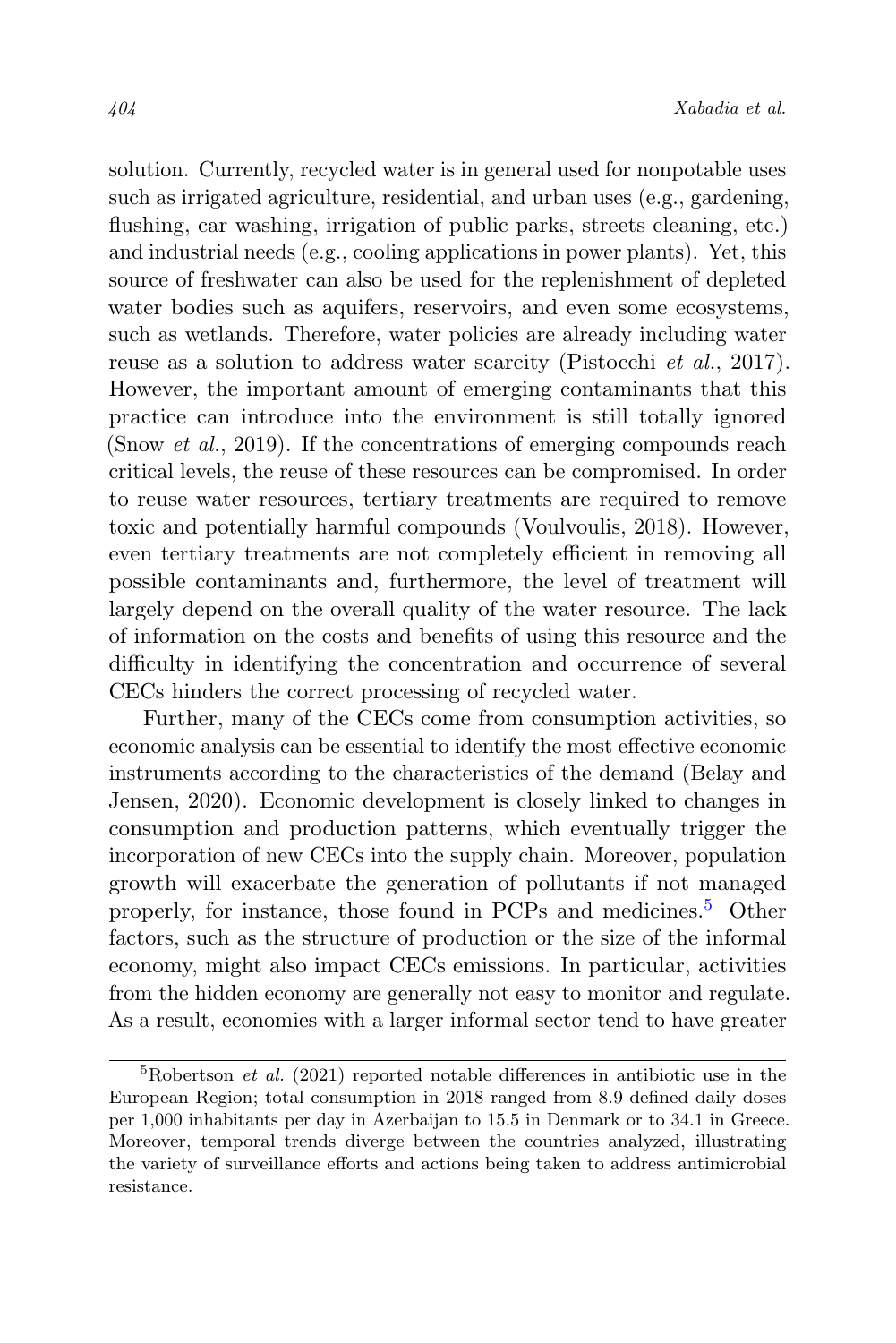solution. Currently, recycled water is in general used for nonpotable uses such as irrigated agriculture, residential, and urban uses (e.g., gardening, flushing, car washing, irrigation of public parks, streets cleaning, etc.) and industrial needs (e.g., cooling applications in power plants). Yet, this source of freshwater can also be used for the replenishment of depleted water bodies such as aquifers, reservoirs, and even some ecosystems, such as wetlands. Therefore, water policies are already including water reuse as a solution to address water scarcity (Pistocchi *et al.*, 2017). However, the important amount of emerging contaminants that this practice can introduce into the environment is still totally ignored (Snow *et al.*, 2019). If the concentrations of emerging compounds reach critical levels, the reuse of these resources can be compromised. In order to reuse water resources, tertiary treatments are required to remove toxic and potentially harmful compounds (Voulvoulis, 2018). However, even tertiary treatments are not completely efficient in removing all possible contaminants and, furthermore, the level of treatment will largely depend on the overall quality of the water resource. The lack of information on the costs and benefits of using this resource and the difficulty in identifying the concentration and occurrence of several CECs hinders the correct processing of recycled water.

Further, many of the CECs come from consumption activities, so economic analysis can be essential to identify the most effective economic instruments according to the characteristics of the demand (Belay and Jensen, 2020). Economic development is closely linked to changes in consumption and production patterns, which eventually trigger the incorporation of new CECs into the supply chain. Moreover, population growth will exacerbate the generation of pollutants if not managed properly, for instance, those found in PCPs and medicines.[5] Other factors, such as the structure of production or the size of the informal economy, might also impact CECs emissions. In particular, activities from the hidden economy are generally not easy to monitor and regulate. As a result, economies with a larger informal sector tend to have greater

[5] Robertson *et al.* (2021) reported notable differences in antibiotic use in the European Region; total consumption in 2018 ranged from 8.9 defined daily doses per 1,000 inhabitants per day in Azerbaijan to 15.5 in Denmark or to 34.1 in Greece. Moreover, temporal trends diverge between the countries analyzed, illustrating the variety of surveillance efforts and actions being taken to address antimicrobial resistance.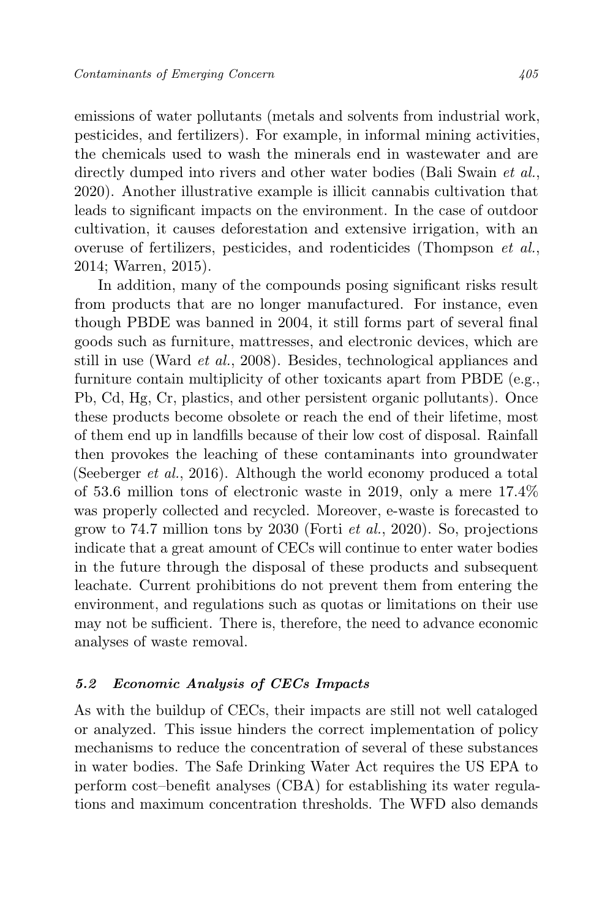emissions of water pollutants (metals and solvents from industrial work, pesticides, and fertilizers). For example, in informal mining activities, the chemicals used to wash the minerals end in wastewater and are directly dumped into rivers and other water bodies (Bali Swain *et al.*, 2020). Another illustrative example is illicit cannabis cultivation that leads to significant impacts on the environment. In the case of outdoor cultivation, it causes deforestation and extensive irrigation, with an overuse of fertilizers, pesticides, and rodenticides (Thompson *et al.*, 2014; Warren, 2015).

In addition, many of the compounds posing significant risks result from products that are no longer manufactured. For instance, even though PBDE was banned in 2004, it still forms part of several final goods such as furniture, mattresses, and electronic devices, which are still in use (Ward *et al.*, 2008). Besides, technological appliances and furniture contain multiplicity of other toxicants apart from PBDE (e.g., Pb, Cd, Hg, Cr, plastics, and other persistent organic pollutants). Once these products become obsolete or reach the end of their lifetime, most of them end up in landfills because of their low cost of disposal. Rainfall then provokes the leaching of these contaminants into groundwater (Seeberger *et al.*, 2016). Although the world economy produced a total of 53.6 million tons of electronic waste in 2019, only a mere 17.4% was properly collected and recycled. Moreover, e-waste is forecasted to grow to 74.7 million tons by 2030 (Forti *et al.*, 2020). So, projections indicate that a great amount of CECs will continue to enter water bodies in the future through the disposal of these products and subsequent leachate. Current prohibitions do not prevent them from entering the environment, and regulations such as quotas or limitations on their use may not be sufficient. There is, therefore, the need to advance economic analyses of waste removal.

### *5.2 Economic Analysis of CECs Impacts*

As with the buildup of CECs, their impacts are still not well cataloged or analyzed. This issue hinders the correct implementation of policy mechanisms to reduce the concentration of several of these substances in water bodies. The Safe Drinking Water Act requires the US EPA to perform cost–benefit analyses (CBA) for establishing its water regulations and maximum concentration thresholds. The WFD also demands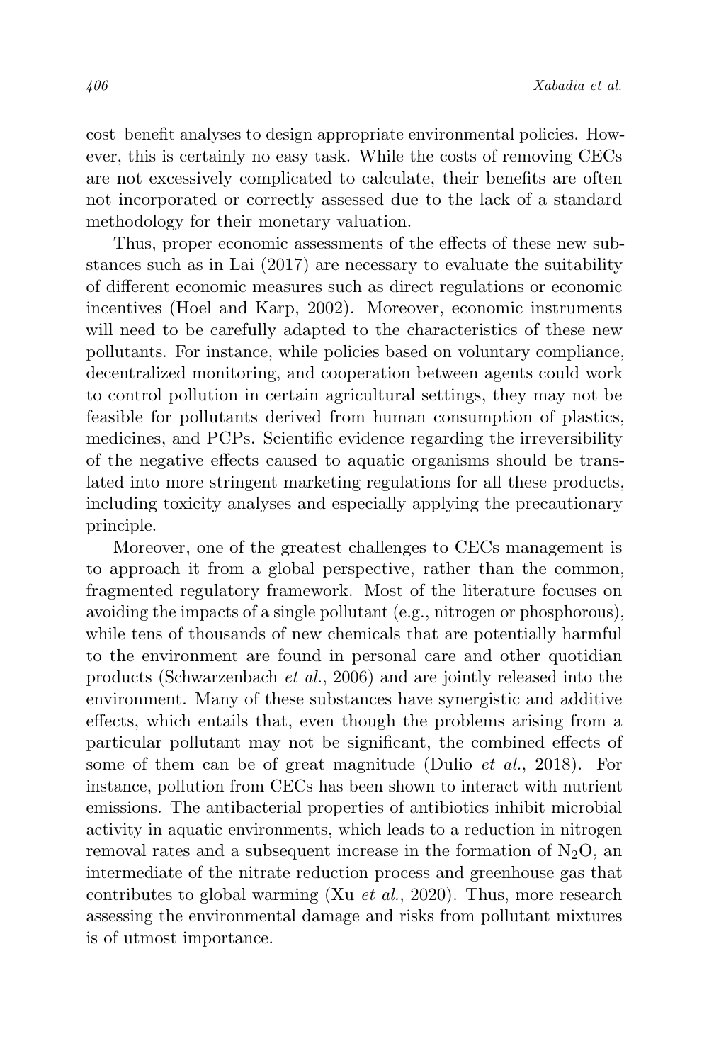cost–benefit analyses to design appropriate environmental policies. However, this is certainly no easy task. While the costs of removing CECs are not excessively complicated to calculate, their benefits are often not incorporated or correctly assessed due to the lack of a standard methodology for their monetary valuation.

Thus, proper economic assessments of the effects of these new substances such as in Lai (2017) are necessary to evaluate the suitability of different economic measures such as direct regulations or economic incentives (Hoel and Karp, 2002). Moreover, economic instruments will need to be carefully adapted to the characteristics of these new pollutants. For instance, while policies based on voluntary compliance, decentralized monitoring, and cooperation between agents could work to control pollution in certain agricultural settings, they may not be feasible for pollutants derived from human consumption of plastics, medicines, and PCPs. Scientific evidence regarding the irreversibility of the negative effects caused to aquatic organisms should be translated into more stringent marketing regulations for all these products, including toxicity analyses and especially applying the precautionary principle.

Moreover, one of the greatest challenges to CECs management is to approach it from a global perspective, rather than the common, fragmented regulatory framework. Most of the literature focuses on avoiding the impacts of a single pollutant (e.g., nitrogen or phosphorous), while tens of thousands of new chemicals that are potentially harmful to the environment are found in personal care and other quotidian products (Schwarzenbach *et al.*, 2006) and are jointly released into the environment. Many of these substances have synergistic and additive effects, which entails that, even though the problems arising from a particular pollutant may not be significant, the combined effects of some of them can be of great magnitude (Dulio *et al.*, 2018). For instance, pollution from CECs has been shown to interact with nutrient emissions. The antibacterial properties of antibiotics inhibit microbial activity in aquatic environments, which leads to a reduction in nitrogen removal rates and a subsequent increase in the formation of $N_2O$, an intermediate of the nitrate reduction process and greenhouse gas that contributes to global warming (Xu *et al.*, 2020). Thus, more research assessing the environmental damage and risks from pollutant mixtures is of utmost importance.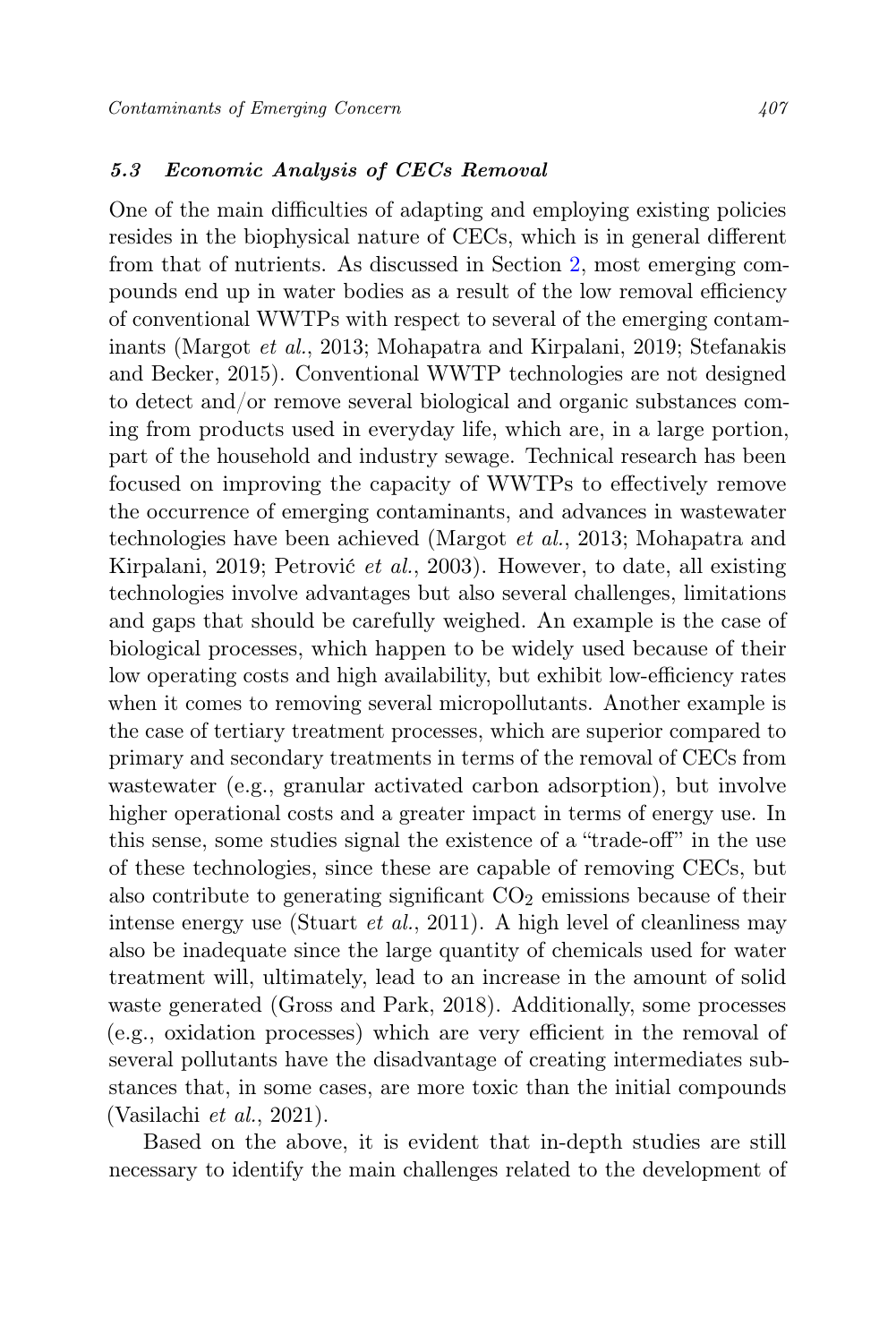### *5.3 Economic Analysis of CECs Removal*

One of the main difficulties of adapting and employing existing policies resides in the biophysical nature of CECs, which is in general different from that of nutrients. As discussed in Section 2, most emerging compounds end up in water bodies as a result of the low removal efficiency of conventional WWTPs with respect to several of the emerging contaminants (Margot *et al.*, 2013; Mohapatra and Kirpalani, 2019; Stefanakis and Becker, 2015). Conventional WWTP technologies are not designed to detect and/or remove several biological and organic substances coming from products used in everyday life, which are, in a large portion, part of the household and industry sewage. Technical research has been focused on improving the capacity of WWTPs to effectively remove the occurrence of emerging contaminants, and advances in wastewater technologies have been achieved (Margot *et al.*, 2013; Mohapatra and Kirpalani, 2019; Petrović *et al.*, 2003). However, to date, all existing technologies involve advantages but also several challenges, limitations and gaps that should be carefully weighed. An example is the case of biological processes, which happen to be widely used because of their low operating costs and high availability, but exhibit low-efficiency rates when it comes to removing several micropollutants. Another example is the case of tertiary treatment processes, which are superior compared to primary and secondary treatments in terms of the removal of CECs from wastewater (e.g., granular activated carbon adsorption), but involve higher operational costs and a greater impact in terms of energy use. In this sense, some studies signal the existence of a "trade-off" in the use of these technologies, since these are capable of removing CECs, but also contribute to generating significant $CO_2$ emissions because of their intense energy use (Stuart *et al.*, 2011). A high level of cleanliness may also be inadequate since the large quantity of chemicals used for water treatment will, ultimately, lead to an increase in the amount of solid waste generated (Gross and Park, 2018). Additionally, some processes (e.g., oxidation processes) which are very efficient in the removal of several pollutants have the disadvantage of creating intermediates substances that, in some cases, are more toxic than the initial compounds (Vasilachi *et al.*, 2021).

Based on the above, it is evident that in-depth studies are still necessary to identify the main challenges related to the development of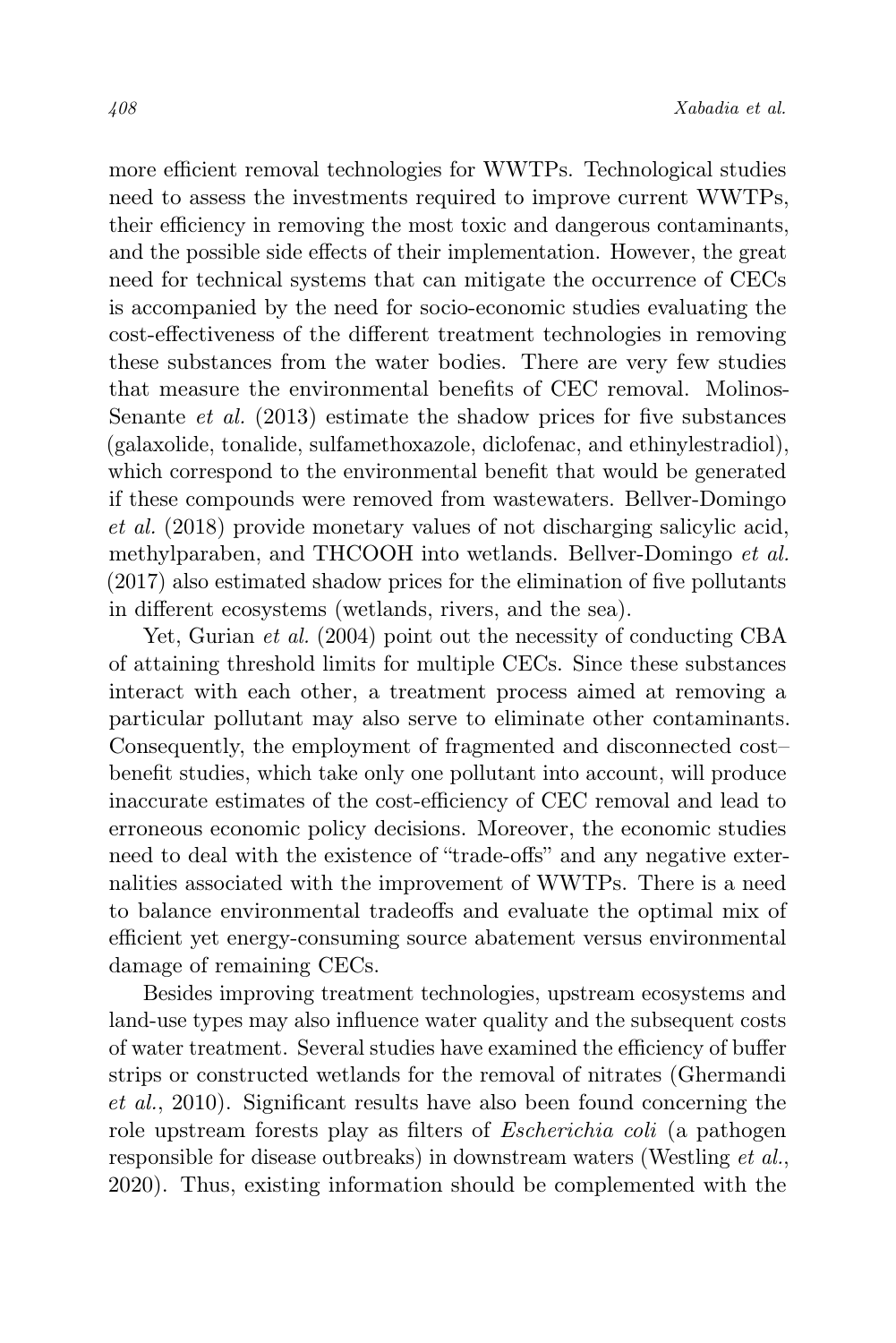more efficient removal technologies for WWTPs. Technological studies need to assess the investments required to improve current WWTPs, their efficiency in removing the most toxic and dangerous contaminants, and the possible side effects of their implementation. However, the great need for technical systems that can mitigate the occurrence of CECs is accompanied by the need for socio-economic studies evaluating the cost-effectiveness of the different treatment technologies in removing these substances from the water bodies. There are very few studies that measure the environmental benefits of CEC removal. Molinos-Senante *et al.* (2013) estimate the shadow prices for five substances (galaxolide, tonalide, sulfamethoxazole, diclofenac, and ethinylestradiol), which correspond to the environmental benefit that would be generated if these compounds were removed from wastewaters. Bellver-Domingo *et al.* (2018) provide monetary values of not discharging salicylic acid, methylparaben, and THCOOH into wetlands. Bellver-Domingo *et al.* (2017) also estimated shadow prices for the elimination of five pollutants in different ecosystems (wetlands, rivers, and the sea).

Yet, Gurian *et al.* (2004) point out the necessity of conducting CBA of attaining threshold limits for multiple CECs. Since these substances interact with each other, a treatment process aimed at removing a particular pollutant may also serve to eliminate other contaminants. Consequently, the employment of fragmented and disconnected cost–benefit studies, which take only one pollutant into account, will produce inaccurate estimates of the cost-efficiency of CEC removal and lead to erroneous economic policy decisions. Moreover, the economic studies need to deal with the existence of "trade-offs" and any negative externalities associated with the improvement of WWTPs. There is a need to balance environmental tradeoffs and evaluate the optimal mix of efficient yet energy-consuming source abatement versus environmental damage of remaining CECs.

Besides improving treatment technologies, upstream ecosystems and land-use types may also influence water quality and the subsequent costs of water treatment. Several studies have examined the efficiency of buffer strips or constructed wetlands for the removal of nitrates (Ghermandi *et al.*, 2010). Significant results have also been found concerning the role upstream forests play as filters of *Escherichia coli* (a pathogen responsible for disease outbreaks) in downstream waters (Westling *et al.*, 2020). Thus, existing information should be complemented with the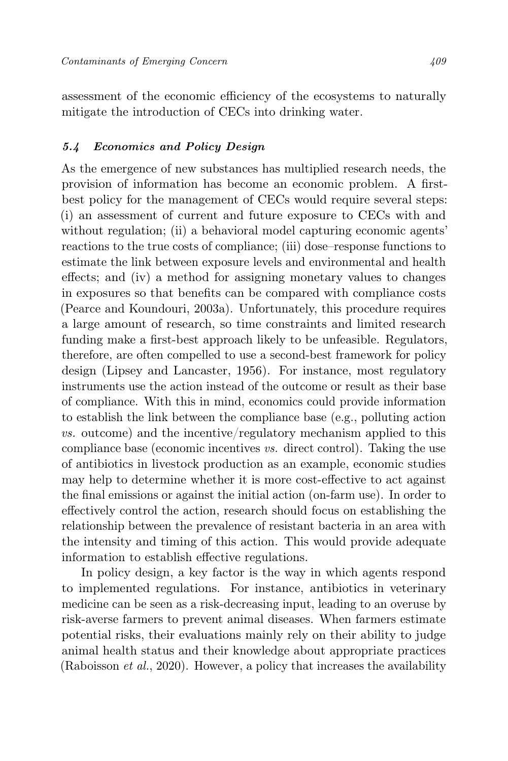assessment of the economic efficiency of the ecosystems to naturally mitigate the introduction of CECs into drinking water.

### *5.4 Economics and Policy Design*

As the emergence of new substances has multiplied research needs, the provision of information has become an economic problem. A first-best policy for the management of CECs would require several steps: (i) an assessment of current and future exposure to CECs with and without regulation; (ii) a behavioral model capturing economic agents' reactions to the true costs of compliance; (iii) dose–response functions to estimate the link between exposure levels and environmental and health effects; and (iv) a method for assigning monetary values to changes in exposures so that benefits can be compared with compliance costs (Pearce and Koundouri, 2003a). Unfortunately, this procedure requires a large amount of research, so time constraints and limited research funding make a first-best approach likely to be unfeasible. Regulators, therefore, are often compelled to use a second-best framework for policy design (Lipsey and Lancaster, 1956). For instance, most regulatory instruments use the action instead of the outcome or result as their base of compliance. With this in mind, economics could provide information to establish the link between the compliance base (e.g., polluting action *vs.* outcome) and the incentive/regulatory mechanism applied to this compliance base (economic incentives *vs.* direct control). Taking the use of antibiotics in livestock production as an example, economic studies may help to determine whether it is more cost-effective to act against the final emissions or against the initial action (on-farm use). In order to effectively control the action, research should focus on establishing the relationship between the prevalence of resistant bacteria in an area with the intensity and timing of this action. This would provide adequate information to establish effective regulations.

In policy design, a key factor is the way in which agents respond to implemented regulations. For instance, antibiotics in veterinary medicine can be seen as a risk-decreasing input, leading to an overuse by risk-averse farmers to prevent animal diseases. When farmers estimate potential risks, their evaluations mainly rely on their ability to judge animal health status and their knowledge about appropriate practices (Raboisson *et al.*, 2020). However, a policy that increases the availability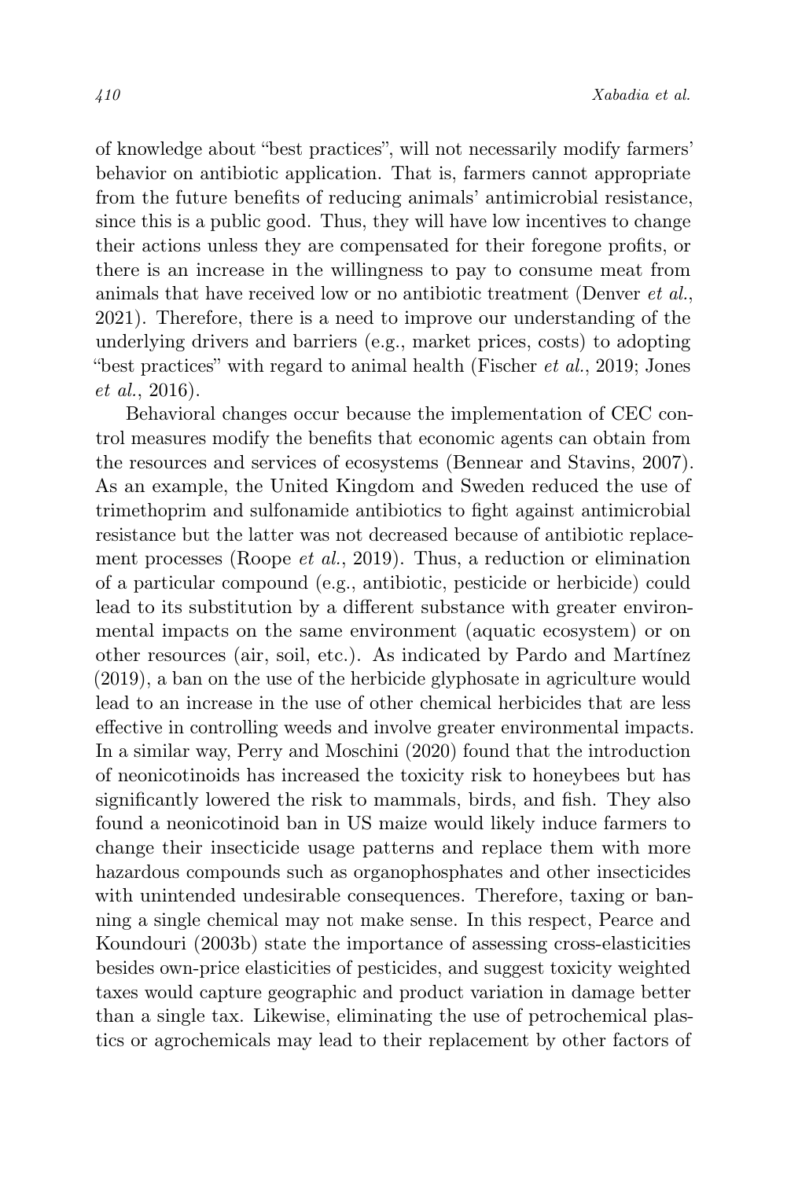of knowledge about "best practices", will not necessarily modify farmers' behavior on antibiotic application. That is, farmers cannot appropriate from the future benefits of reducing animals' antimicrobial resistance, since this is a public good. Thus, they will have low incentives to change their actions unless they are compensated for their foregone profits, or there is an increase in the willingness to pay to consume meat from animals that have received low or no antibiotic treatment (Denver *et al.*, 2021). Therefore, there is a need to improve our understanding of the underlying drivers and barriers (e.g., market prices, costs) to adopting "best practices" with regard to animal health (Fischer *et al.*, 2019; Jones *et al.*, 2016).

Behavioral changes occur because the implementation of CEC control measures modify the benefits that economic agents can obtain from the resources and services of ecosystems (Bennear and Stavins, 2007). As an example, the United Kingdom and Sweden reduced the use of trimethoprim and sulfonamide antibiotics to fight against antimicrobial resistance but the latter was not decreased because of antibiotic replacement processes (Roope *et al.*, 2019). Thus, a reduction or elimination of a particular compound (e.g., antibiotic, pesticide or herbicide) could lead to its substitution by a different substance with greater environmental impacts on the same environment (aquatic ecosystem) or on other resources (air, soil, etc.). As indicated by Pardo and Martínez (2019), a ban on the use of the herbicide glyphosate in agriculture would lead to an increase in the use of other chemical herbicides that are less effective in controlling weeds and involve greater environmental impacts. In a similar way, Perry and Moschini (2020) found that the introduction of neonicotinoids has increased the toxicity risk to honeybees but has significantly lowered the risk to mammals, birds, and fish. They also found a neonicotinoid ban in US maize would likely induce farmers to change their insecticide usage patterns and replace them with more hazardous compounds such as organophosphates and other insecticides with unintended undesirable consequences. Therefore, taxing or banning a single chemical may not make sense. In this respect, Pearce and Koundouri (2003b) state the importance of assessing cross-elasticities besides own-price elasticities of pesticides, and suggest toxicity weighted taxes would capture geographic and product variation in damage better than a single tax. Likewise, eliminating the use of petrochemical plastics or agrochemicals may lead to their replacement by other factors of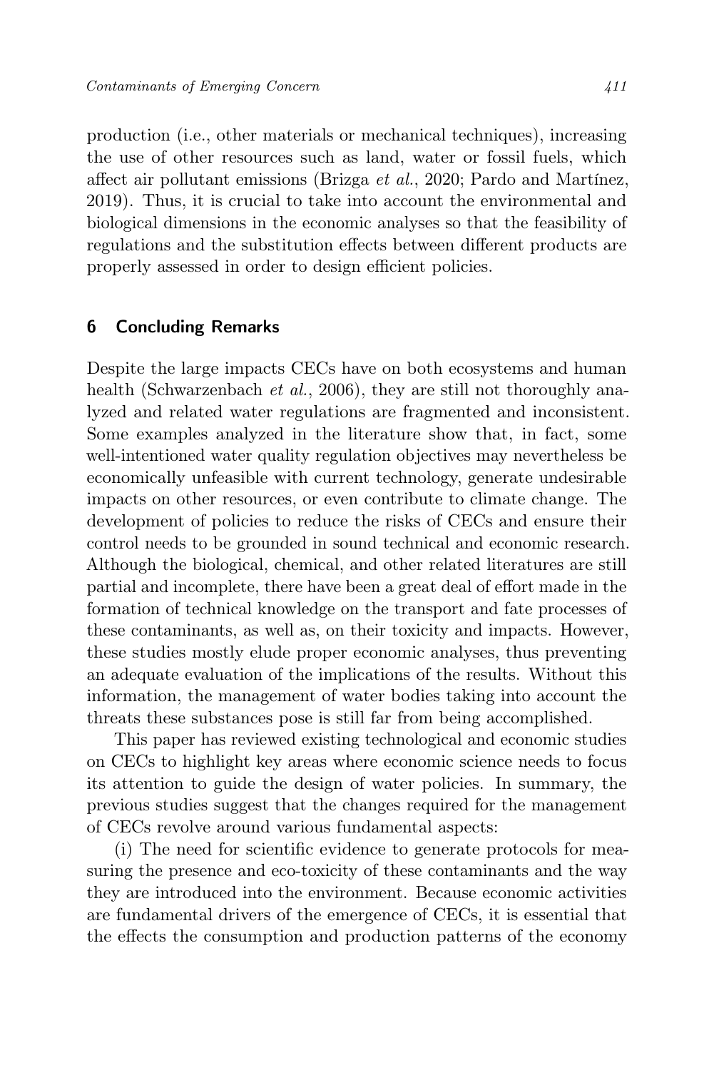production (i.e., other materials or mechanical techniques), increasing the use of other resources such as land, water or fossil fuels, which affect air pollutant emissions (Brizga *et al.*, 2020; Pardo and Martínez, 2019). Thus, it is crucial to take into account the environmental and biological dimensions in the economic analyses so that the feasibility of regulations and the substitution effects between different products are properly assessed in order to design efficient policies.

## 6 Concluding Remarks

Despite the large impacts CECs have on both ecosystems and human health (Schwarzenbach *et al.*, 2006), they are still not thoroughly analyzed and related water regulations are fragmented and inconsistent. Some examples analyzed in the literature show that, in fact, some well-intentioned water quality regulation objectives may nevertheless be economically unfeasible with current technology, generate undesirable impacts on other resources, or even contribute to climate change. The development of policies to reduce the risks of CECs and ensure their control needs to be grounded in sound technical and economic research. Although the biological, chemical, and other related literatures are still partial and incomplete, there have been a great deal of effort made in the formation of technical knowledge on the transport and fate processes of these contaminants, as well as, on their toxicity and impacts. However, these studies mostly elude proper economic analyses, thus preventing an adequate evaluation of the implications of the results. Without this information, the management of water bodies taking into account the threats these substances pose is still far from being accomplished.

This paper has reviewed existing technological and economic studies on CECs to highlight key areas where economic science needs to focus its attention to guide the design of water policies. In summary, the previous studies suggest that the changes required for the management of CECs revolve around various fundamental aspects:

(i) The need for scientific evidence to generate protocols for measuring the presence and eco-toxicity of these contaminants and the way they are introduced into the environment. Because economic activities are fundamental drivers of the emergence of CECs, it is essential that the effects the consumption and production patterns of the economy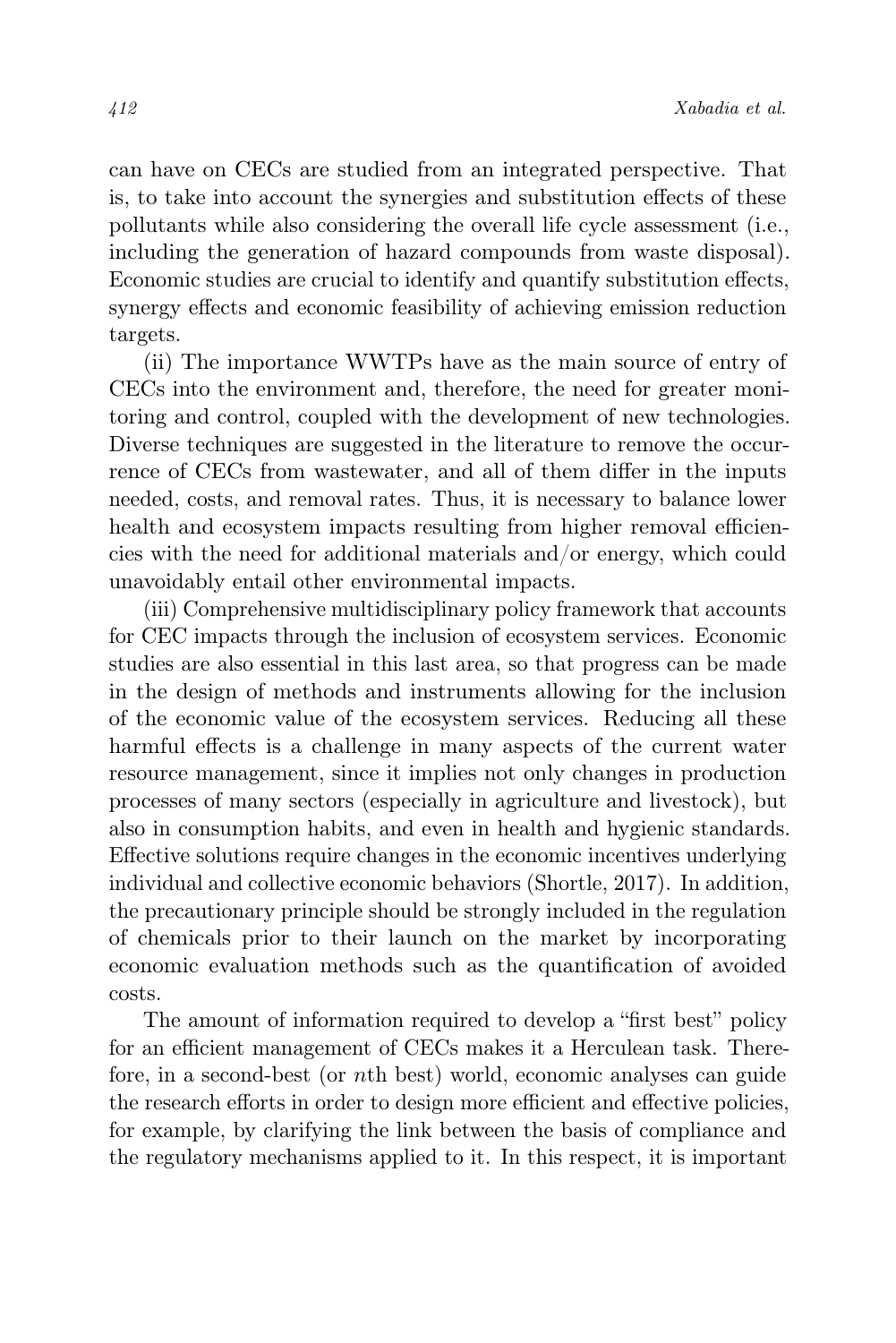can have on CECs are studied from an integrated perspective. That is, to take into account the synergies and substitution effects of these pollutants while also considering the overall life cycle assessment (i.e., including the generation of hazard compounds from waste disposal). Economic studies are crucial to identify and quantify substitution effects, synergy effects and economic feasibility of achieving emission reduction targets.

(ii) The importance WWTPs have as the main source of entry of CECs into the environment and, therefore, the need for greater monitoring and control, coupled with the development of new technologies. Diverse techniques are suggested in the literature to remove the occurrence of CECs from wastewater, and all of them differ in the inputs needed, costs, and removal rates. Thus, it is necessary to balance lower health and ecosystem impacts resulting from higher removal efficiencies with the need for additional materials and/or energy, which could unavoidably entail other environmental impacts.

(iii) Comprehensive multidisciplinary policy framework that accounts for CEC impacts through the inclusion of ecosystem services. Economic studies are also essential in this last area, so that progress can be made in the design of methods and instruments allowing for the inclusion of the economic value of the ecosystem services. Reducing all these harmful effects is a challenge in many aspects of the current water resource management, since it implies not only changes in production processes of many sectors (especially in agriculture and livestock), but also in consumption habits, and even in health and hygienic standards. Effective solutions require changes in the economic incentives underlying individual and collective economic behaviors (Shortle, 2017). In addition, the precautionary principle should be strongly included in the regulation of chemicals prior to their launch on the market by incorporating economic evaluation methods such as the quantification of avoided costs.

The amount of information required to develop a "first best" policy for an efficient management of CECs makes it a Herculean task. Therefore, in a second-best (or $n$th best) world, economic analyses can guide the research efforts in order to design more efficient and effective policies, for example, by clarifying the link between the basis of compliance and the regulatory mechanisms applied to it. In this respect, it is important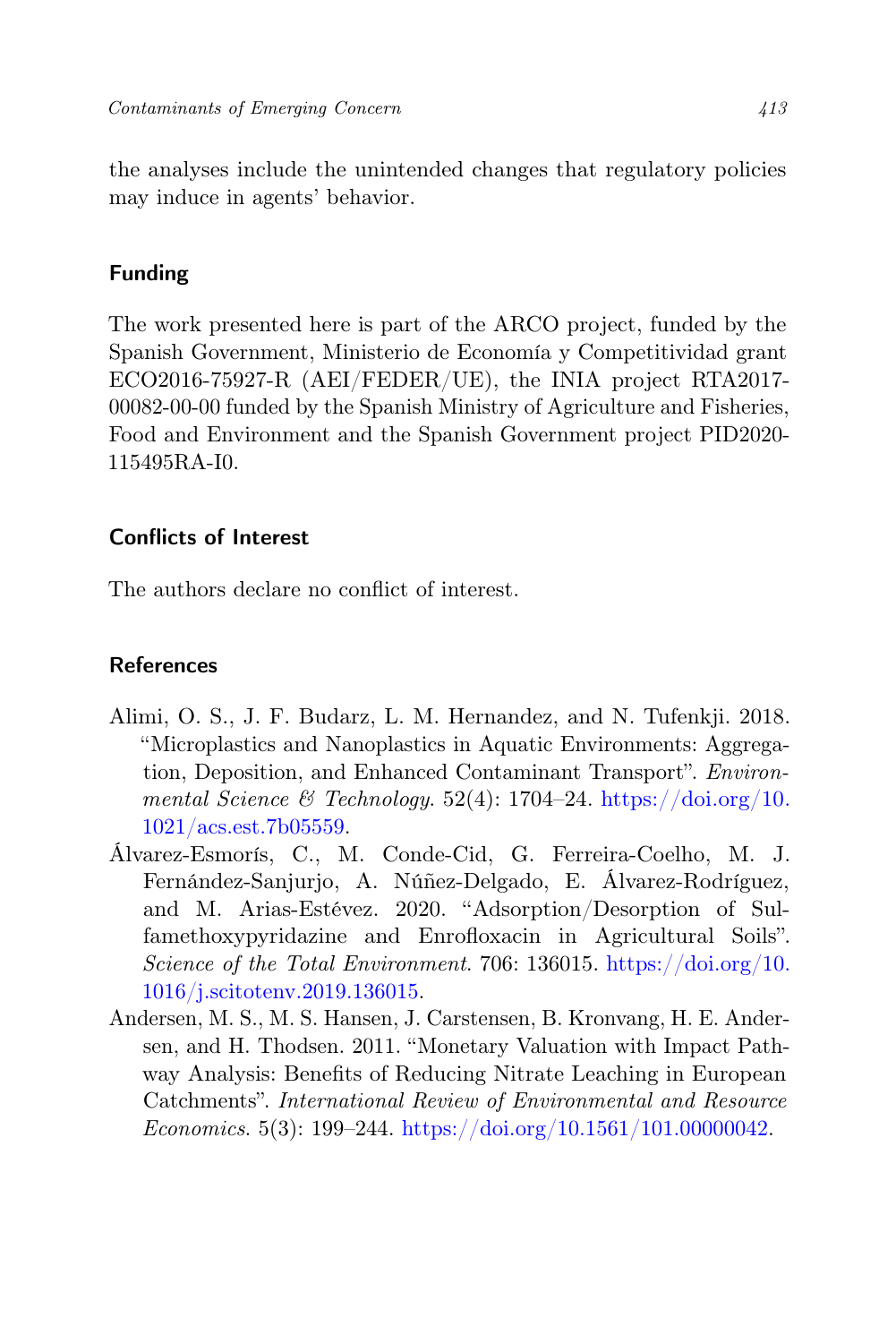the analyses include the unintended changes that regulatory policies may induce in agents' behavior.

## Funding

The work presented here is part of the ARCO project, funded by the Spanish Government, Ministerio de Economía y Competitividad grant ECO2016-75927-R (AEI/FEDER/UE), the INIA project RTA2017-00082-00-00 funded by the Spanish Ministry of Agriculture and Fisheries, Food and Environment and the Spanish Government project PID2020-115495RA-I0.

## Conflicts of Interest

The authors declare no conflict of interest.

## References

Alimi, O. S., J. F. Budarz, L. M. Hernandez, and N. Tufenkji. 2018. "Microplastics and Nanoplastics in Aquatic Environments: Aggregation, Deposition, and Enhanced Contaminant Transport". *Environmental Science & Technology*. 52(4): 1704–24. https://doi.org/10.1021/acs.est.7b05559.

Álvarez-Esmorís, C., M. Conde-Cid, G. Ferreira-Coelho, M. J. Fernández-Sanjurjo, A. Núñez-Delgado, E. Álvarez-Rodríguez, and M. Arias-Estévez. 2020. "Adsorption/Desorption of Sulfamethoxypyridazine and Enrofloxacin in Agricultural Soils". *Science of the Total Environment*. 706: 136015. https://doi.org/10.1016/j.scitotenv.2019.136015.

Andersen, M. S., M. S. Hansen, J. Carstensen, B. Kronvang, H. E. Andersen, and H. Thodsen. 2011. "Monetary Valuation with Impact Pathway Analysis: Benefits of Reducing Nitrate Leaching in European Catchments". *International Review of Environmental and Resource Economics*. 5(3): 199–244. https://doi.org/10.1561/101.00000042.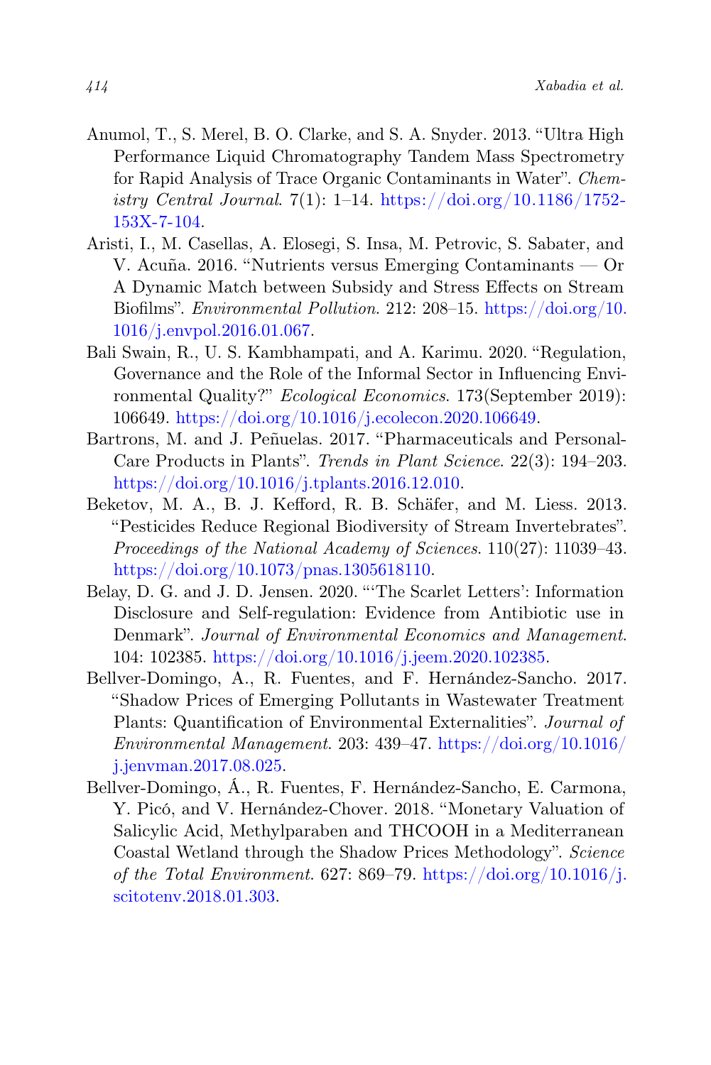Anumol, T., S. Merel, B. O. Clarke, and S. A. Snyder. 2013. "Ultra High Performance Liquid Chromatography Tandem Mass Spectrometry for Rapid Analysis of Trace Organic Contaminants in Water". *Chemistry Central Journal*. 7(1): 1–14. https://doi.org/10.1186/1752-153X-7-104.

Aristi, I., M. Casellas, A. Elosegi, S. Insa, M. Petrovic, S. Sabater, and V. Acuña. 2016. "Nutrients versus Emerging Contaminants — Or A Dynamic Match between Subsidy and Stress Effects on Stream Biofilms". *Environmental Pollution*. 212: 208–15. https://doi.org/10.1016/j.envpol.2016.01.067.

Bali Swain, R., U. S. Kambhampati, and A. Karimu. 2020. "Regulation, Governance and the Role of the Informal Sector in Influencing Environmental Quality?" *Ecological Economics*. 173(September 2019): 106649. https://doi.org/10.1016/j.ecolecon.2020.106649.

Bartrons, M. and J. Peñuelas. 2017. "Pharmaceuticals and Personal-Care Products in Plants". *Trends in Plant Science*. 22(3): 194–203. https://doi.org/10.1016/j.tplants.2016.12.010.

Beketov, M. A., B. J. Kefford, R. B. Schäfer, and M. Liess. 2013. "Pesticides Reduce Regional Biodiversity of Stream Invertebrates". *Proceedings of the National Academy of Sciences*. 110(27): 11039–43. https://doi.org/10.1073/pnas.1305618110.

Belay, D. G. and J. D. Jensen. 2020. "'The Scarlet Letters': Information Disclosure and Self-regulation: Evidence from Antibiotic use in Denmark". *Journal of Environmental Economics and Management*. 104: 102385. https://doi.org/10.1016/j.jeem.2020.102385.

Bellver-Domingo, A., R. Fuentes, and F. Hernández-Sancho. 2017. "Shadow Prices of Emerging Pollutants in Wastewater Treatment Plants: Quantification of Environmental Externalities". *Journal of Environmental Management*. 203: 439–47. https://doi.org/10.1016/j.jenvman.2017.08.025.

Bellver-Domingo, Á., R. Fuentes, F. Hernández-Sancho, E. Carmona, Y. Picó, and V. Hernández-Chover. 2018. "Monetary Valuation of Salicylic Acid, Methylparaben and THCOOH in a Mediterranean Coastal Wetland through the Shadow Prices Methodology". *Science of the Total Environment*. 627: 869–79. https://doi.org/10.1016/j.scitotenv.2018.01.303.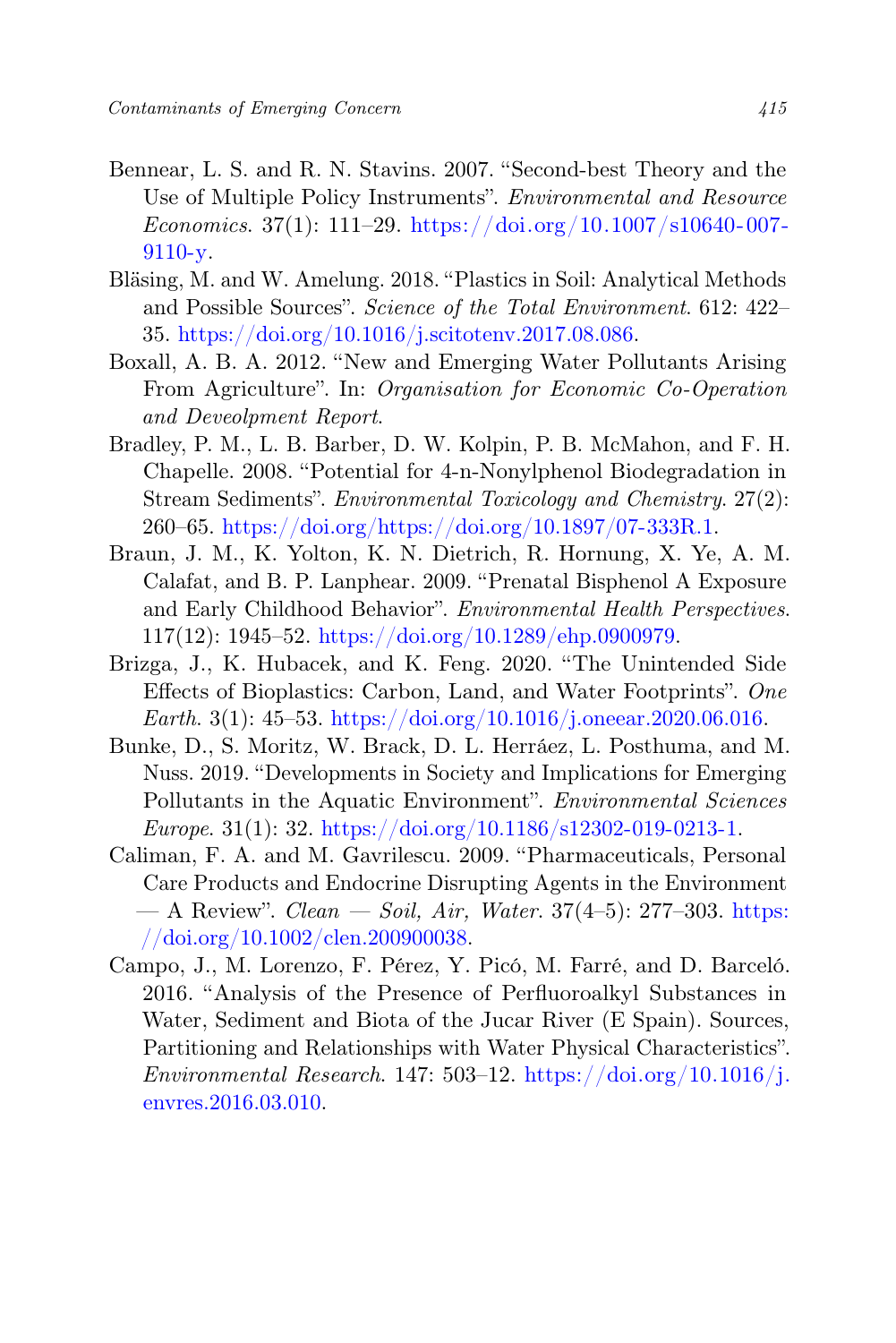Bennear, L. S. and R. N. Stavins. 2007. "Second-best Theory and the Use of Multiple Policy Instruments". *Environmental and Resource Economics*. 37(1): 111–29. https://doi.org/10.1007/s10640-007-9110-y.

Bläsing, M. and W. Amelung. 2018. "Plastics in Soil: Analytical Methods and Possible Sources". *Science of the Total Environment*. 612: 422–35. https://doi.org/10.1016/j.scitotenv.2017.08.086.

Boxall, A. B. A. 2012. "New and Emerging Water Pollutants Arising From Agriculture". In: *Organisation for Economic Co-Operation and Deveolpment Report*.

Bradley, P. M., L. B. Barber, D. W. Kolpin, P. B. McMahon, and F. H. Chapelle. 2008. "Potential for 4-n-Nonylphenol Biodegradation in Stream Sediments". *Environmental Toxicology and Chemistry*. 27(2): 260–65. https://doi.org/https://doi.org/10.1897/07-333R.1.

Braun, J. M., K. Yolton, K. N. Dietrich, R. Hornung, X. Ye, A. M. Calafat, and B. P. Lanphear. 2009. "Prenatal Bisphenol A Exposure and Early Childhood Behavior". *Environmental Health Perspectives*. 117(12): 1945–52. https://doi.org/10.1289/ehp.0900979.

Brizga, J., K. Hubacek, and K. Feng. 2020. "The Unintended Side Effects of Bioplastics: Carbon, Land, and Water Footprints". *One Earth*. 3(1): 45–53. https://doi.org/10.1016/j.oneear.2020.06.016.

Bunke, D., S. Moritz, W. Brack, D. L. Herráez, L. Posthuma, and M. Nuss. 2019. "Developments in Society and Implications for Emerging Pollutants in the Aquatic Environment". *Environmental Sciences Europe*. 31(1): 32. https://doi.org/10.1186/s12302-019-0213-1.

Caliman, F. A. and M. Gavrilescu. 2009. "Pharmaceuticals, Personal Care Products and Endocrine Disrupting Agents in the Environment — A Review". *Clean — Soil, Air, Water*. 37(4–5): 277–303. https://doi.org/10.1002/clen.200900038.

Campo, J., M. Lorenzo, F. Pérez, Y. Picó, M. Farré, and D. Barceló. 2016. "Analysis of the Presence of Perfluoroalkyl Substances in Water, Sediment and Biota of the Jucar River (E Spain). Sources, Partitioning and Relationships with Water Physical Characteristics". *Environmental Research*. 147: 503–12. https://doi.org/10.1016/j.envres.2016.03.010.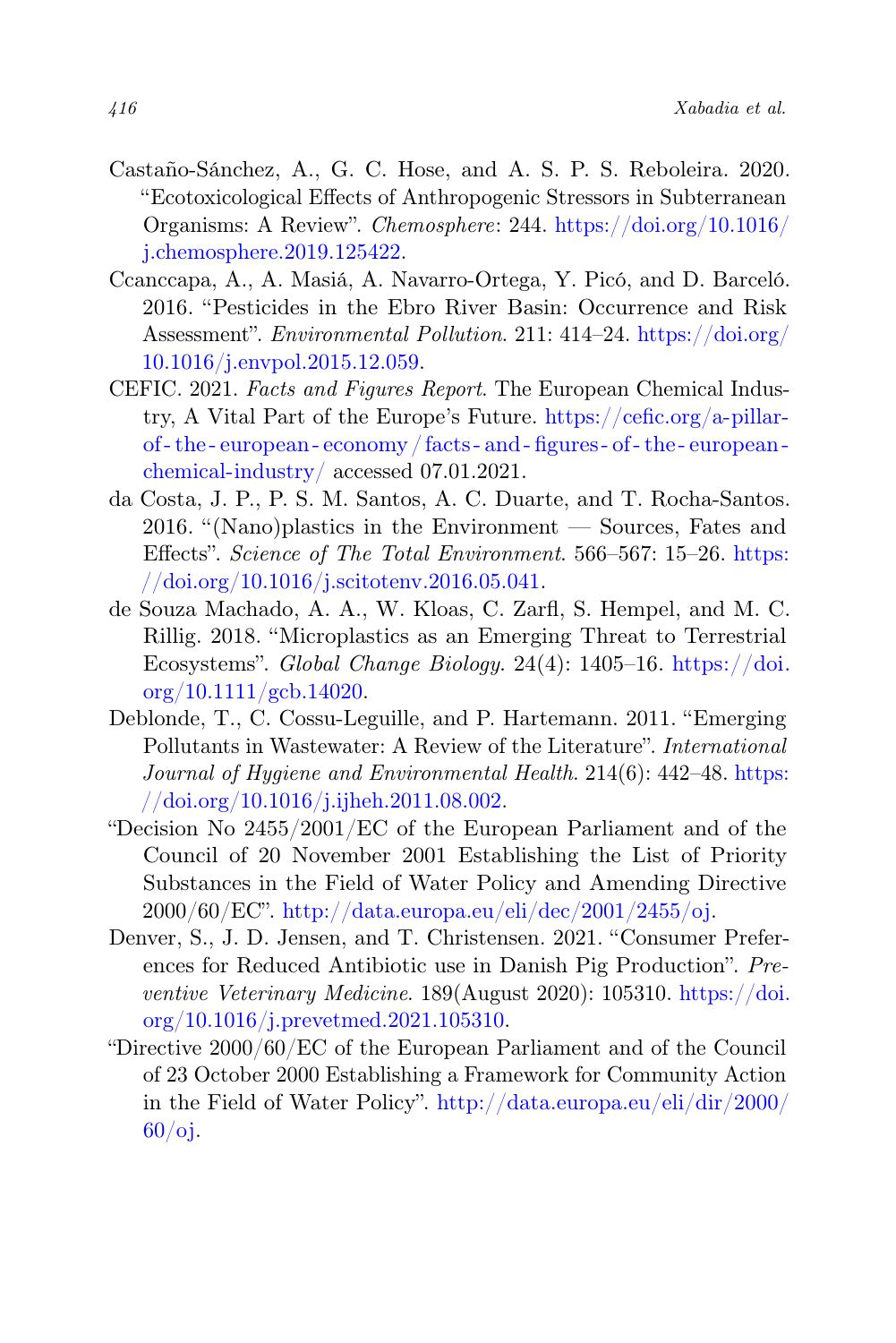Castaño-Sánchez, A., G. C. Hose, and A. S. P. S. Reboleira. 2020. "Ecotoxicological Effects of Anthropogenic Stressors in Subterranean Organisms: A Review". *Chemosphere*: 244. https://doi.org/10.1016/j.chemosphere.2019.125422.

Ccanccapa, A., A. Masiá, A. Navarro-Ortega, Y. Picó, and D. Barceló. 2016. "Pesticides in the Ebro River Basin: Occurrence and Risk Assessment". *Environmental Pollution*. 211: 414–24. https://doi.org/10.1016/j.envpol.2015.12.059.

CEFIC. 2021. *Facts and Figures Report*. The European Chemical Industry, A Vital Part of the Europe's Future. https://cefic.org/a-pillar-of-the-european-economy/facts-and-figures-of-the-european-chemical-industry/ accessed 07.01.2021.

da Costa, J. P., P. S. M. Santos, A. C. Duarte, and T. Rocha-Santos. 2016. "(Nano)plastics in the Environment — Sources, Fates and Effects". *Science of The Total Environment*. 566–567: 15–26. https://doi.org/10.1016/j.scitotenv.2016.05.041.

de Souza Machado, A. A., W. Kloas, C. Zarfl, S. Hempel, and M. C. Rillig. 2018. "Microplastics as an Emerging Threat to Terrestrial Ecosystems". *Global Change Biology*. 24(4): 1405–16. https://doi.org/10.1111/gcb.14020.

Deblonde, T., C. Cossu-Leguille, and P. Hartemann. 2011. "Emerging Pollutants in Wastewater: A Review of the Literature". *International Journal of Hygiene and Environmental Health*. 214(6): 442–48. https://doi.org/10.1016/j.ijheh.2011.08.002.

"Decision No 2455/2001/EC of the European Parliament and of the Council of 20 November 2001 Establishing the List of Priority Substances in the Field of Water Policy and Amending Directive 2000/60/EC". http://data.europa.eu/eli/dec/2001/2455/oj.

Denver, S., J. D. Jensen, and T. Christensen. 2021. "Consumer Preferences for Reduced Antibiotic use in Danish Pig Production". *Preventive Veterinary Medicine*. 189(August 2020): 105310. https://doi.org/10.1016/j.prevetmed.2021.105310.

"Directive 2000/60/EC of the European Parliament and of the Council of 23 October 2000 Establishing a Framework for Community Action in the Field of Water Policy". http://data.europa.eu/eli/dir/2000/60/oj.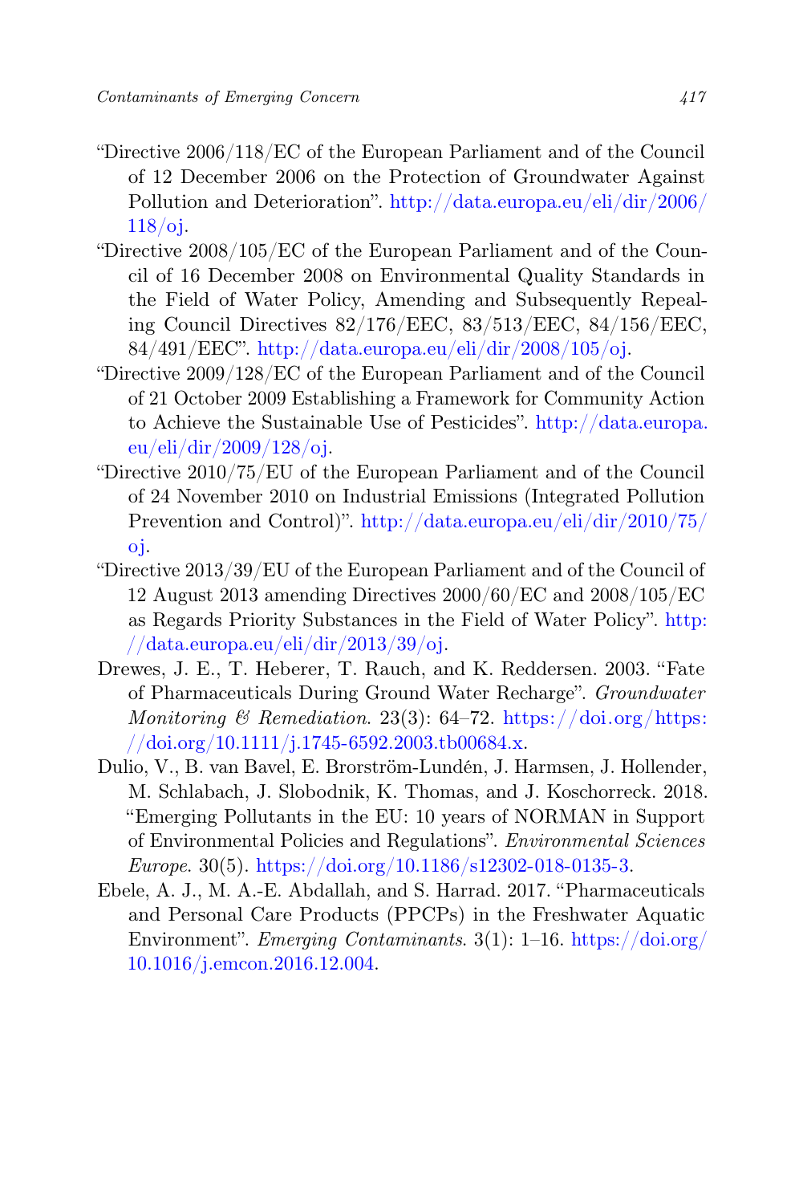"Directive 2006/118/EC of the European Parliament and of the Council of 12 December 2006 on the Protection of Groundwater Against Pollution and Deterioration". http://data.europa.eu/eli/dir/2006/118/oj.

"Directive 2008/105/EC of the European Parliament and of the Council of 16 December 2008 on Environmental Quality Standards in the Field of Water Policy, Amending and Subsequently Repealing Council Directives 82/176/EEC, 83/513/EEC, 84/156/EEC, 84/491/EEC". http://data.europa.eu/eli/dir/2008/105/oj.

"Directive 2009/128/EC of the European Parliament and of the Council of 21 October 2009 Establishing a Framework for Community Action to Achieve the Sustainable Use of Pesticides". http://data.europa.eu/eli/dir/2009/128/oj.

"Directive 2010/75/EU of the European Parliament and of the Council of 24 November 2010 on Industrial Emissions (Integrated Pollution Prevention and Control)". http://data.europa.eu/eli/dir/2010/75/oj.

"Directive 2013/39/EU of the European Parliament and of the Council of 12 August 2013 amending Directives 2000/60/EC and 2008/105/EC as Regards Priority Substances in the Field of Water Policy". http://data.europa.eu/eli/dir/2013/39/oj.

Drewes, J. E., T. Heberer, T. Rauch, and K. Reddersen. 2003. "Fate of Pharmaceuticals During Ground Water Recharge". *Groundwater Monitoring & Remediation*. 23(3): 64–72. https://doi.org/https://doi.org/10.1111/j.1745-6592.2003.tb00684.x.

Dulio, V., B. van Bavel, E. Brorström-Lundén, J. Harmsen, J. Hollender, M. Schlabach, J. Slobodnik, K. Thomas, and J. Koschorreck. 2018. "Emerging Pollutants in the EU: 10 years of NORMAN in Support of Environmental Policies and Regulations". *Environmental Sciences Europe*. 30(5). https://doi.org/10.1186/s12302-018-0135-3.

Ebele, A. J., M. A.-E. Abdallah, and S. Harrad. 2017. "Pharmaceuticals and Personal Care Products (PPCPs) in the Freshwater Aquatic Environment". *Emerging Contaminants*. 3(1): 1–16. https://doi.org/10.1016/j.emcon.2016.12.004.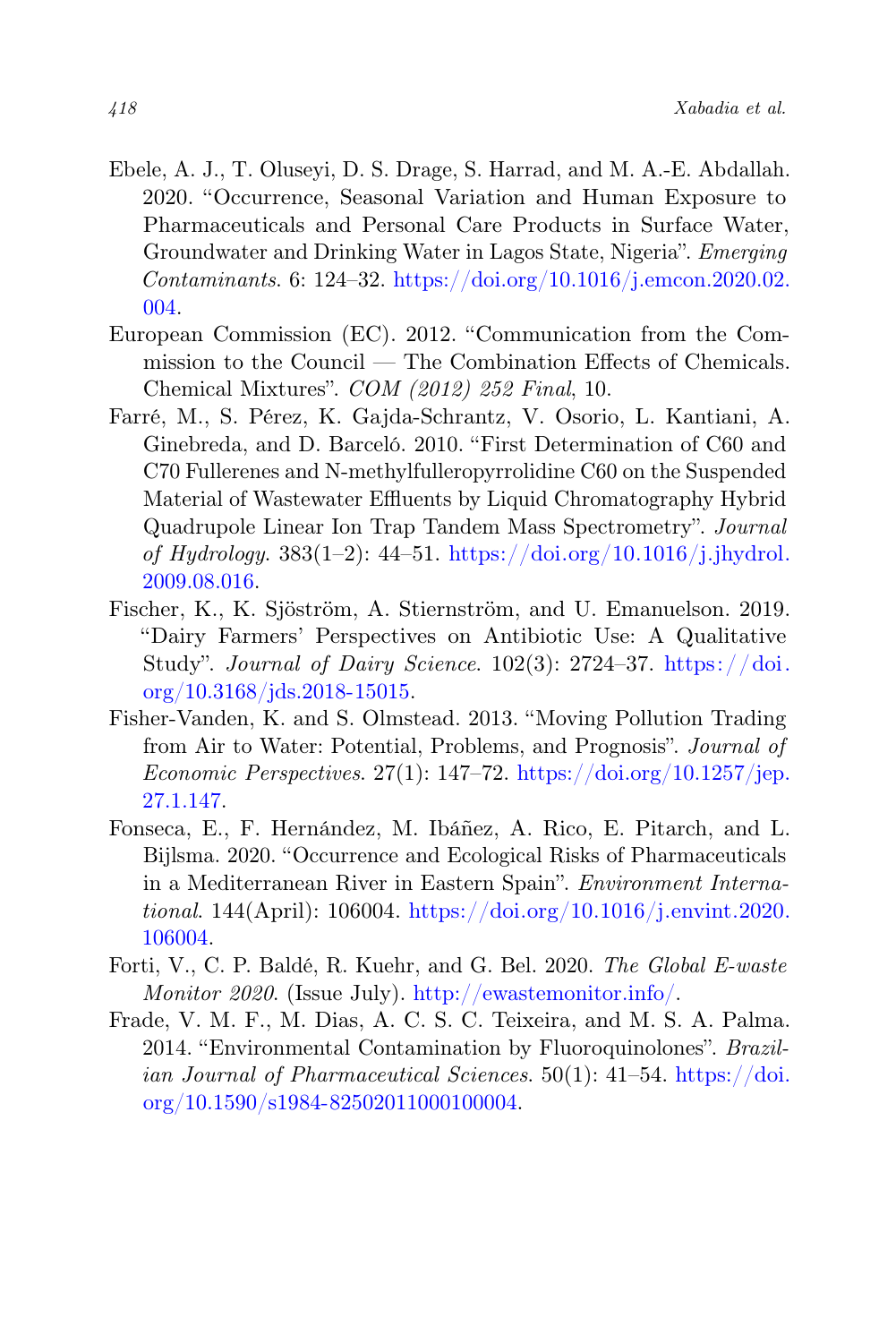Ebele, A. J., T. Oluseyi, D. S. Drage, S. Harrad, and M. A.-E. Abdallah. 2020. "Occurrence, Seasonal Variation and Human Exposure to Pharmaceuticals and Personal Care Products in Surface Water, Groundwater and Drinking Water in Lagos State, Nigeria". *Emerging Contaminants*. 6: 124–32. https://doi.org/10.1016/j.emcon.2020.02.004.

European Commission (EC). 2012. "Communication from the Commission to the Council — The Combination Effects of Chemicals. Chemical Mixtures". *COM (2012) 252 Final*, 10.

Farré, M., S. Pérez, K. Gajda-Schrantz, V. Osorio, L. Kantiani, A. Ginebreda, and D. Barceló. 2010. "First Determination of C60 and C70 Fullerenes and N-methylfulleropyrrolidine C60 on the Suspended Material of Wastewater Effluents by Liquid Chromatography Hybrid Quadrupole Linear Ion Trap Tandem Mass Spectrometry". *Journal of Hydrology*. 383(1–2): 44–51. https://doi.org/10.1016/j.jhydrol.2009.08.016.

Fischer, K., K. Sjöström, A. Stiernström, and U. Emanuelson. 2019. "Dairy Farmers' Perspectives on Antibiotic Use: A Qualitative Study". *Journal of Dairy Science*. 102(3): 2724–37. https://doi.org/10.3168/jds.2018-15015.

Fisher-Vanden, K. and S. Olmstead. 2013. "Moving Pollution Trading from Air to Water: Potential, Problems, and Prognosis". *Journal of Economic Perspectives*. 27(1): 147–72. https://doi.org/10.1257/jep.27.1.147.

Fonseca, E., F. Hernández, M. Ibáñez, A. Rico, E. Pitarch, and L. Bijlsma. 2020. "Occurrence and Ecological Risks of Pharmaceuticals in a Mediterranean River in Eastern Spain". *Environment International*. 144(April): 106004. https://doi.org/10.1016/j.envint.2020.106004.

Forti, V., C. P. Baldé, R. Kuehr, and G. Bel. 2020. *The Global E-waste Monitor 2020*. (Issue July). http://ewastemonitor.info/.

Frade, V. M. F., M. Dias, A. C. S. C. Teixeira, and M. S. A. Palma. 2014. "Environmental Contamination by Fluoroquinolones". *Brazilian Journal of Pharmaceutical Sciences*. 50(1): 41–54. https://doi.org/10.1590/s1984-82502011000100004.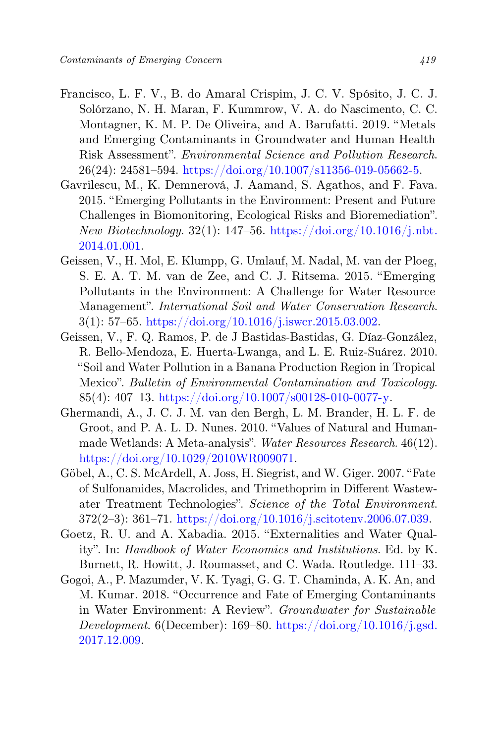Francisco, L. F. V., B. do Amaral Crispim, J. C. V. Spósito, J. C. J. Solórzano, N. H. Maran, F. Kummrow, V. A. do Nascimento, C. C. Montagner, K. M. P. De Oliveira, and A. Barufatti. 2019. "Metals and Emerging Contaminants in Groundwater and Human Health Risk Assessment". *Environmental Science and Pollution Research*. 26(24): 24581–594. https://doi.org/10.1007/s11356-019-05662-5.

Gavrilescu, M., K. Demnerová, J. Aamand, S. Agathos, and F. Fava. 2015. "Emerging Pollutants in the Environment: Present and Future Challenges in Biomonitoring, Ecological Risks and Bioremediation". *New Biotechnology*. 32(1): 147–56. https://doi.org/10.1016/j.nbt.2014.01.001.

Geissen, V., H. Mol, E. Klumpp, G. Umlauf, M. Nadal, M. van der Ploeg, S. E. A. T. M. van de Zee, and C. J. Ritsema. 2015. "Emerging Pollutants in the Environment: A Challenge for Water Resource Management". *International Soil and Water Conservation Research*. 3(1): 57–65. https://doi.org/10.1016/j.iswcr.2015.03.002.

Geissen, V., F. Q. Ramos, P. de J Bastidas-Bastidas, G. Díaz-González, R. Bello-Mendoza, E. Huerta-Lwanga, and L. E. Ruiz-Suárez. 2010. "Soil and Water Pollution in a Banana Production Region in Tropical Mexico". *Bulletin of Environmental Contamination and Toxicology*. 85(4): 407–13. https://doi.org/10.1007/s00128-010-0077-y.

Ghermandi, A., J. C. J. M. van den Bergh, L. M. Brander, H. L. F. de Groot, and P. A. L. D. Nunes. 2010. "Values of Natural and Human-made Wetlands: A Meta-analysis". *Water Resources Research*. 46(12). https://doi.org/10.1029/2010WR009071.

Göbel, A., C. S. McArdell, A. Joss, H. Siegrist, and W. Giger. 2007. "Fate of Sulfonamides, Macrolides, and Trimethoprim in Different Wastewater Treatment Technologies". *Science of the Total Environment*. 372(2–3): 361–71. https://doi.org/10.1016/j.scitotenv.2006.07.039.

Goetz, R. U. and A. Xabadia. 2015. "Externalities and Water Quality". In: *Handbook of Water Economics and Institutions*. Ed. by K. Burnett, R. Howitt, J. Roumasset, and C. Wada. Routledge. 111–33.

Gogoi, A., P. Mazumder, V. K. Tyagi, G. G. T. Chaminda, A. K. An, and M. Kumar. 2018. "Occurrence and Fate of Emerging Contaminants in Water Environment: A Review". *Groundwater for Sustainable Development*. 6(December): 169–80. https://doi.org/10.1016/j.gsd.2017.12.009.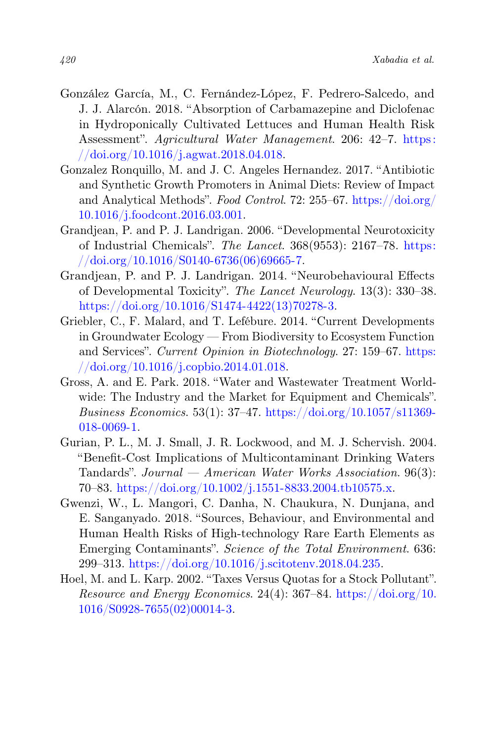González García, M., C. Fernández-López, F. Pedrero-Salcedo, and J. J. Alarcón. 2018. "Absorption of Carbamazepine and Diclofenac in Hydroponically Cultivated Lettuces and Human Health Risk Assessment". *Agricultural Water Management*. 206: 42–7. https://doi.org/10.1016/j.agwat.2018.04.018.

Gonzalez Ronquillo, M. and J. C. Angeles Hernandez. 2017. "Antibiotic and Synthetic Growth Promoters in Animal Diets: Review of Impact and Analytical Methods". *Food Control*. 72: 255–67. https://doi.org/10.1016/j.foodcont.2016.03.001.

Grandjean, P. and P. J. Landrigan. 2006. "Developmental Neurotoxicity of Industrial Chemicals". *The Lancet*. 368(9553): 2167–78. https://doi.org/10.1016/S0140-6736(06)69665-7.

Grandjean, P. and P. J. Landrigan. 2014. "Neurobehavioural Effects of Developmental Toxicity". *The Lancet Neurology*. 13(3): 330–38. https://doi.org/10.1016/S1474-4422(13)70278-3.

Griebler, C., F. Malard, and T. Lefébure. 2014. "Current Developments in Groundwater Ecology — From Biodiversity to Ecosystem Function and Services". *Current Opinion in Biotechnology*. 27: 159–67. https://doi.org/10.1016/j.copbio.2014.01.018.

Gross, A. and E. Park. 2018. "Water and Wastewater Treatment Worldwide: The Industry and the Market for Equipment and Chemicals". *Business Economics*. 53(1): 37–47. https://doi.org/10.1057/s11369-018-0069-1.

Gurian, P. L., M. J. Small, J. R. Lockwood, and M. J. Schervish. 2004. "Benefit-Cost Implications of Multicontaminant Drinking Waters Tandards". *Journal — American Water Works Association*. 96(3): 70–83. https://doi.org/10.1002/j.1551-8833.2004.tb10575.x.

Gwenzi, W., L. Mangori, C. Danha, N. Chaukura, N. Dunjana, and E. Sanganyado. 2018. "Sources, Behaviour, and Environmental and Human Health Risks of High-technology Rare Earth Elements as Emerging Contaminants". *Science of the Total Environment*. 636: 299–313. https://doi.org/10.1016/j.scitotenv.2018.04.235.

Hoel, M. and L. Karp. 2002. "Taxes Versus Quotas for a Stock Pollutant". *Resource and Energy Economics*. 24(4): 367–84. https://doi.org/10.1016/S0928-7655(02)00014-3.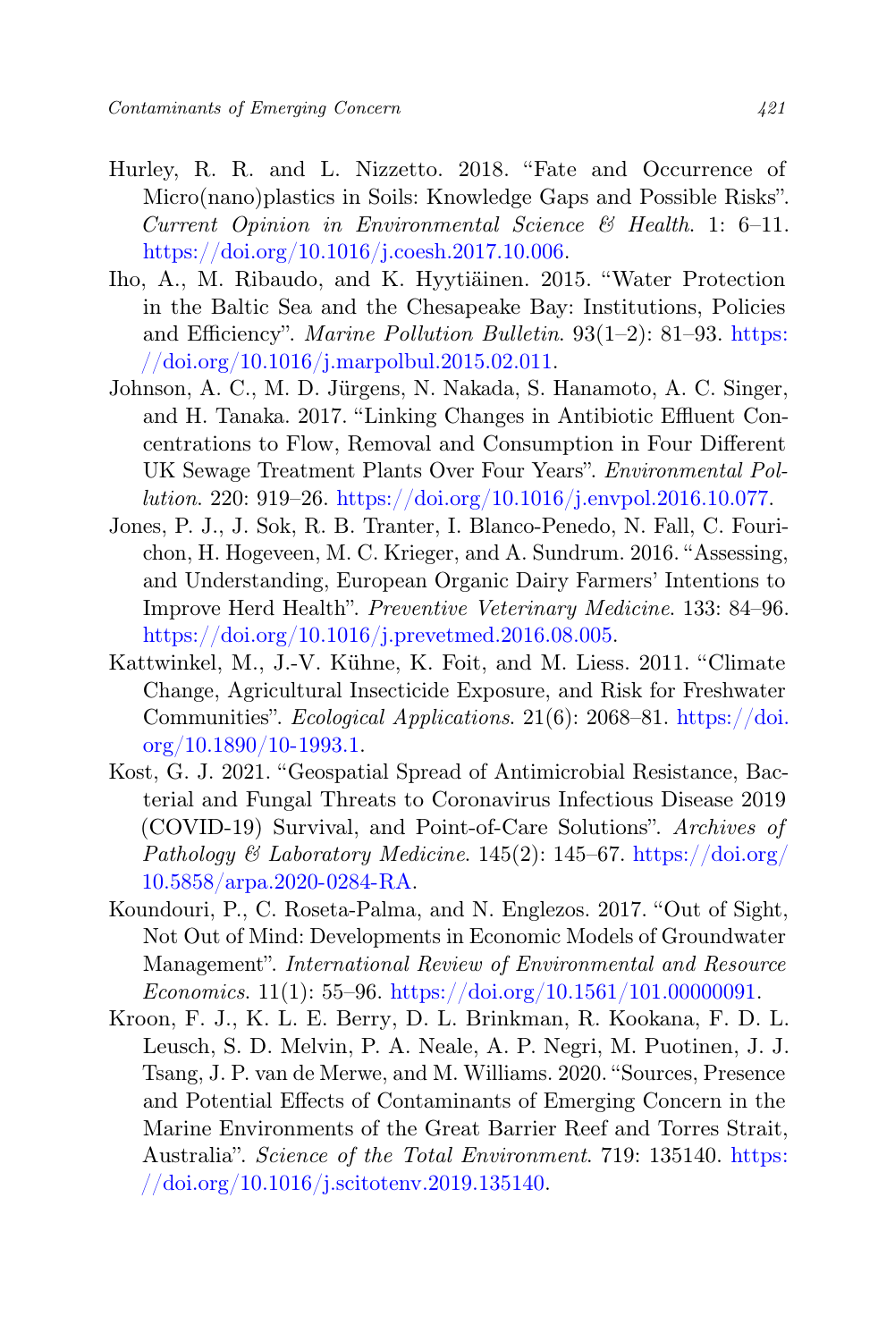Hurley, R. R. and L. Nizzetto. 2018. "Fate and Occurrence of Micro(nano)plastics in Soils: Knowledge Gaps and Possible Risks". *Current Opinion in Environmental Science & Health*. 1: 6–11. https://doi.org/10.1016/j.coesh.2017.10.006.

Iho, A., M. Ribaudo, and K. Hyytiäinen. 2015. "Water Protection in the Baltic Sea and the Chesapeake Bay: Institutions, Policies and Efficiency". *Marine Pollution Bulletin*. 93(1–2): 81–93. https://doi.org/10.1016/j.marpolbul.2015.02.011.

Johnson, A. C., M. D. Jürgens, N. Nakada, S. Hanamoto, A. C. Singer, and H. Tanaka. 2017. "Linking Changes in Antibiotic Effluent Concentrations to Flow, Removal and Consumption in Four Different UK Sewage Treatment Plants Over Four Years". *Environmental Pollution*. 220: 919–26. https://doi.org/10.1016/j.envpol.2016.10.077.

Jones, P. J., J. Sok, R. B. Tranter, I. Blanco-Penedo, N. Fall, C. Fourichon, H. Hogeveen, M. C. Krieger, and A. Sundrum. 2016. "Assessing, and Understanding, European Organic Dairy Farmers' Intentions to Improve Herd Health". *Preventive Veterinary Medicine*. 133: 84–96. https://doi.org/10.1016/j.prevetmed.2016.08.005.

Kattwinkel, M., J.-V. Kühne, K. Foit, and M. Liess. 2011. "Climate Change, Agricultural Insecticide Exposure, and Risk for Freshwater Communities". *Ecological Applications*. 21(6): 2068–81. https://doi.org/10.1890/10-1993.1.

Kost, G. J. 2021. "Geospatial Spread of Antimicrobial Resistance, Bacterial and Fungal Threats to Coronavirus Infectious Disease 2019 (COVID-19) Survival, and Point-of-Care Solutions". *Archives of Pathology & Laboratory Medicine*. 145(2): 145–67. https://doi.org/10.5858/arpa.2020-0284-RA.

Koundouri, P., C. Roseta-Palma, and N. Englezos. 2017. "Out of Sight, Not Out of Mind: Developments in Economic Models of Groundwater Management". *International Review of Environmental and Resource Economics*. 11(1): 55–96. https://doi.org/10.1561/101.00000091.

Kroon, F. J., K. L. E. Berry, D. L. Brinkman, R. Kookana, F. D. L. Leusch, S. D. Melvin, P. A. Neale, A. P. Negri, M. Puotinen, J. J. Tsang, J. P. van de Merwe, and M. Williams. 2020. "Sources, Presence and Potential Effects of Contaminants of Emerging Concern in the Marine Environments of the Great Barrier Reef and Torres Strait, Australia". *Science of the Total Environment*. 719: 135140. https://doi.org/10.1016/j.scitotenv.2019.135140.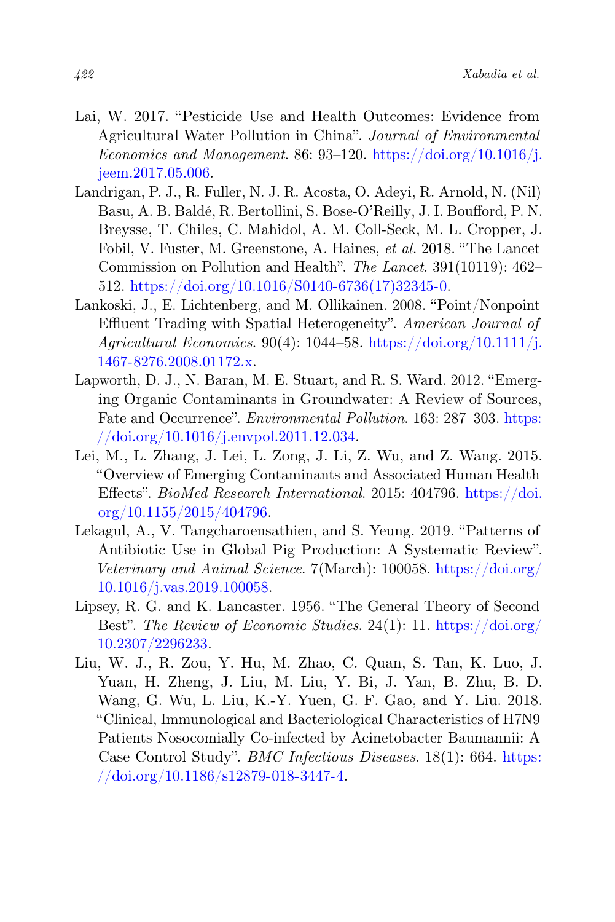Lai, W. 2017. "Pesticide Use and Health Outcomes: Evidence from Agricultural Water Pollution in China". *Journal of Environmental Economics and Management*. 86: 93–120. https://doi.org/10.1016/j.jeem.2017.05.006.

Landrigan, P. J., R. Fuller, N. J. R. Acosta, O. Adeyi, R. Arnold, N. (Nil) Basu, A. B. Baldé, R. Bertollini, S. Bose-O'Reilly, J. I. Boufford, P. N. Breysse, T. Chiles, C. Mahidol, A. M. Coll-Seck, M. L. Cropper, J. Fobil, V. Fuster, M. Greenstone, A. Haines, *et al.* 2018. "The Lancet Commission on Pollution and Health". *The Lancet*. 391(10119): 462–512. https://doi.org/10.1016/S0140-6736(17)32345-0.

Lankoski, J., E. Lichtenberg, and M. Ollikainen. 2008. "Point/Nonpoint Effluent Trading with Spatial Heterogeneity". *American Journal of Agricultural Economics*. 90(4): 1044–58. https://doi.org/10.1111/j.1467-8276.2008.01172.x.

Lapworth, D. J., N. Baran, M. E. Stuart, and R. S. Ward. 2012. "Emerging Organic Contaminants in Groundwater: A Review of Sources, Fate and Occurrence". *Environmental Pollution*. 163: 287–303. https://doi.org/10.1016/j.envpol.2011.12.034.

Lei, M., L. Zhang, J. Lei, L. Zong, J. Li, Z. Wu, and Z. Wang. 2015. "Overview of Emerging Contaminants and Associated Human Health Effects". *BioMed Research International*. 2015: 404796. https://doi.org/10.1155/2015/404796.

Lekagul, A., V. Tangcharoensathien, and S. Yeung. 2019. "Patterns of Antibiotic Use in Global Pig Production: A Systematic Review". *Veterinary and Animal Science*. 7(March): 100058. https://doi.org/10.1016/j.vas.2019.100058.

Lipsey, R. G. and K. Lancaster. 1956. "The General Theory of Second Best". *The Review of Economic Studies*. 24(1): 11. https://doi.org/10.2307/2296233.

Liu, W. J., R. Zou, Y. Hu, M. Zhao, C. Quan, S. Tan, K. Luo, J. Yuan, H. Zheng, J. Liu, M. Liu, Y. Bi, J. Yan, B. Zhu, B. D. Wang, G. Wu, L. Liu, K.-Y. Yuen, G. F. Gao, and Y. Liu. 2018. "Clinical, Immunological and Bacteriological Characteristics of H7N9 Patients Nosocomially Co-infected by Acinetobacter Baumannii: A Case Control Study". *BMC Infectious Diseases*. 18(1): 664. https://doi.org/10.1186/s12879-018-3447-4.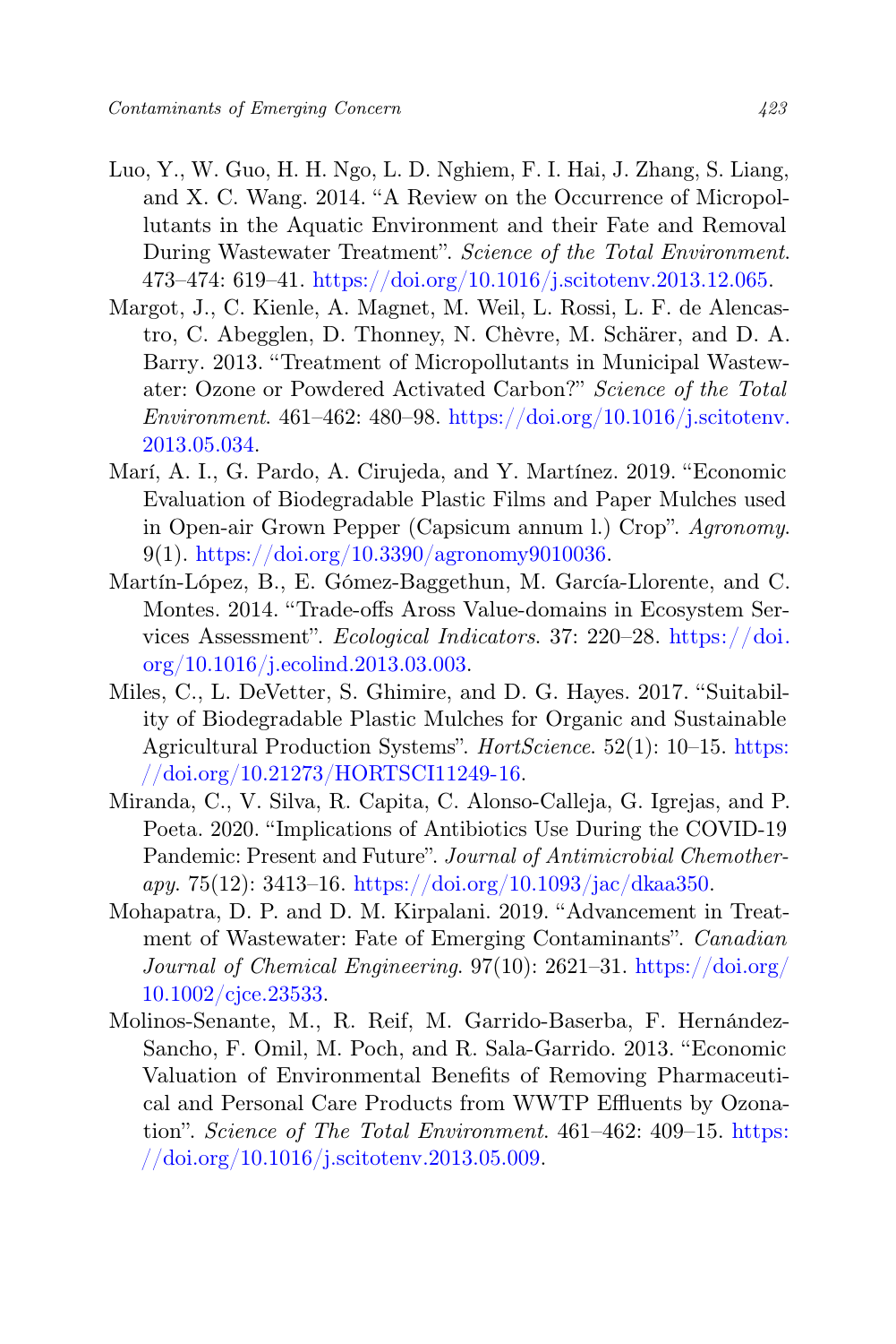Luo, Y., W. Guo, H. H. Ngo, L. D. Nghiem, F. I. Hai, J. Zhang, S. Liang, and X. C. Wang. 2014. "A Review on the Occurrence of Micropollutants in the Aquatic Environment and their Fate and Removal During Wastewater Treatment". *Science of the Total Environment*. 473–474: 619–41. https://doi.org/10.1016/j.scitotenv.2013.12.065.

Margot, J., C. Kienle, A. Magnet, M. Weil, L. Rossi, L. F. de Alencastro, C. Abegglen, D. Thonney, N. Chèvre, M. Schärer, and D. A. Barry. 2013. "Treatment of Micropollutants in Municipal Wastewater: Ozone or Powdered Activated Carbon?" *Science of the Total Environment*. 461–462: 480–98. https://doi.org/10.1016/j.scitotenv.2013.05.034.

Marí, A. I., G. Pardo, A. Cirujeda, and Y. Martínez. 2019. "Economic Evaluation of Biodegradable Plastic Films and Paper Mulches used in Open-air Grown Pepper (Capsicum annum l.) Crop". *Agronomy*. 9(1). https://doi.org/10.3390/agronomy9010036.

Martín-López, B., E. Gómez-Baggethun, M. García-Llorente, and C. Montes. 2014. "Trade-offs Aross Value-domains in Ecosystem Services Assessment". *Ecological Indicators*. 37: 220–28. https://doi.org/10.1016/j.ecolind.2013.03.003.

Miles, C., L. DeVetter, S. Ghimire, and D. G. Hayes. 2017. "Suitability of Biodegradable Plastic Mulches for Organic and Sustainable Agricultural Production Systems". *HortScience*. 52(1): 10–15. https://doi.org/10.21273/HORTSCI11249-16.

Miranda, C., V. Silva, R. Capita, C. Alonso-Calleja, G. Igrejas, and P. Poeta. 2020. "Implications of Antibiotics Use During the COVID-19 Pandemic: Present and Future". *Journal of Antimicrobial Chemotherapy*. 75(12): 3413–16. https://doi.org/10.1093/jac/dkaa350.

Mohapatra, D. P. and D. M. Kirpalani. 2019. "Advancement in Treatment of Wastewater: Fate of Emerging Contaminants". *Canadian Journal of Chemical Engineering*. 97(10): 2621–31. https://doi.org/10.1002/cjce.23533.

Molinos-Senante, M., R. Reif, M. Garrido-Baserba, F. Hernández-Sancho, F. Omil, M. Poch, and R. Sala-Garrido. 2013. "Economic Valuation of Environmental Benefits of Removing Pharmaceutical and Personal Care Products from WWTP Effluents by Ozonation". *Science of The Total Environment*. 461–462: 409–15. https://doi.org/10.1016/j.scitotenv.2013.05.009.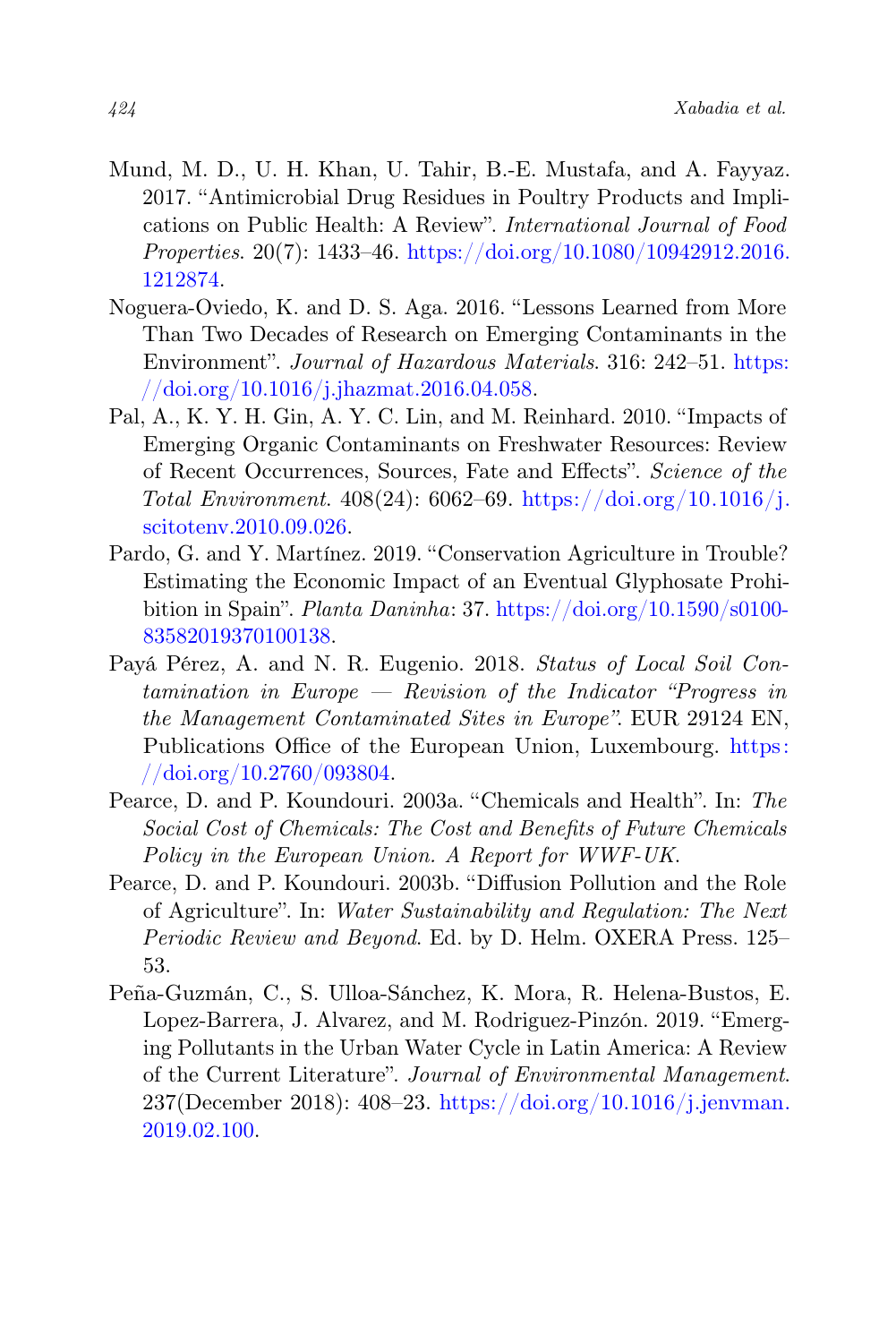Mund, M. D., U. H. Khan, U. Tahir, B.-E. Mustafa, and A. Fayyaz. 2017. "Antimicrobial Drug Residues in Poultry Products and Implications on Public Health: A Review". *International Journal of Food Properties*. 20(7): 1433–46. https://doi.org/10.1080/10942912.2016.1212874.

Noguera-Oviedo, K. and D. S. Aga. 2016. "Lessons Learned from More Than Two Decades of Research on Emerging Contaminants in the Environment". *Journal of Hazardous Materials*. 316: 242–51. https://doi.org/10.1016/j.jhazmat.2016.04.058.

Pal, A., K. Y. H. Gin, A. Y. C. Lin, and M. Reinhard. 2010. "Impacts of Emerging Organic Contaminants on Freshwater Resources: Review of Recent Occurrences, Sources, Fate and Effects". *Science of the Total Environment*. 408(24): 6062–69. https://doi.org/10.1016/j.scitotenv.2010.09.026.

Pardo, G. and Y. Martínez. 2019. "Conservation Agriculture in Trouble? Estimating the Economic Impact of an Eventual Glyphosate Prohibition in Spain". *Planta Daninha*: 37. https://doi.org/10.1590/s0100-83582019370100138.

Payá Pérez, A. and N. R. Eugenio. 2018. *Status of Local Soil Contamination in Europe — Revision of the Indicator "Progress in the Management Contaminated Sites in Europe"*. EUR 29124 EN, Publications Office of the European Union, Luxembourg. https://doi.org/10.2760/093804.

Pearce, D. and P. Koundouri. 2003a. "Chemicals and Health". In: *The Social Cost of Chemicals: The Cost and Benefits of Future Chemicals Policy in the European Union. A Report for WWF-UK*.

Pearce, D. and P. Koundouri. 2003b. "Diffusion Pollution and the Role of Agriculture". In: *Water Sustainability and Regulation: The Next Periodic Review and Beyond*. Ed. by D. Helm. OXERA Press. 125–53.

Peña-Guzmán, C., S. Ulloa-Sánchez, K. Mora, R. Helena-Bustos, E. Lopez-Barrera, J. Alvarez, and M. Rodriguez-Pinzón. 2019. "Emerging Pollutants in the Urban Water Cycle in Latin America: A Review of the Current Literature". *Journal of Environmental Management*. 237(December 2018): 408–23. https://doi.org/10.1016/j.jenvman.2019.02.100.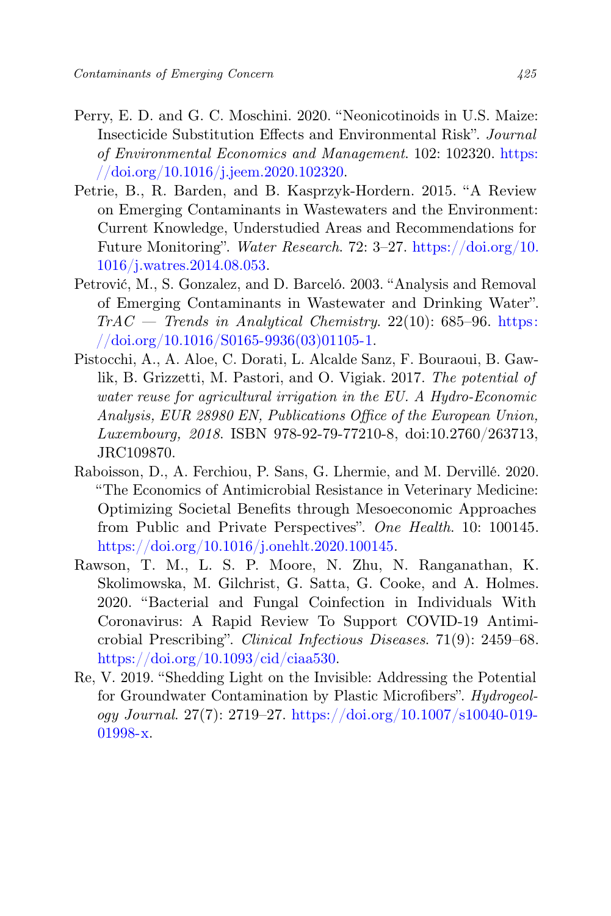Perry, E. D. and G. C. Moschini. 2020. "Neonicotinoids in U.S. Maize: Insecticide Substitution Effects and Environmental Risk". *Journal of Environmental Economics and Management*. 102: 102320. https://doi.org/10.1016/j.jeem.2020.102320.

Petrie, B., R. Barden, and B. Kasprzyk-Hordern. 2015. "A Review on Emerging Contaminants in Wastewaters and the Environment: Current Knowledge, Understudied Areas and Recommendations for Future Monitoring". *Water Research*. 72: 3–27. https://doi.org/10.1016/j.watres.2014.08.053.

Petrović, M., S. Gonzalez, and D. Barceló. 2003. "Analysis and Removal of Emerging Contaminants in Wastewater and Drinking Water". *TrAC — Trends in Analytical Chemistry*. 22(10): 685–96. https://doi.org/10.1016/S0165-9936(03)01105-1.

Pistocchi, A., A. Aloe, C. Dorati, L. Alcalde Sanz, F. Bouraoui, B. Gawlik, B. Grizzetti, M. Pastori, and O. Vigiak. 2017. *The potential of water reuse for agricultural irrigation in the EU. A Hydro-Economic Analysis, EUR 28980 EN, Publications Office of the European Union, Luxembourg, 2018*. ISBN 978-92-79-77210-8, doi:10.2760/263713, JRC109870.

Raboisson, D., A. Ferchiou, P. Sans, G. Lhermie, and M. Dervillé. 2020. "The Economics of Antimicrobial Resistance in Veterinary Medicine: Optimizing Societal Benefits through Mesoeconomic Approaches from Public and Private Perspectives". *One Health*. 10: 100145. https://doi.org/10.1016/j.onehlt.2020.100145.

Rawson, T. M., L. S. P. Moore, N. Zhu, N. Ranganathan, K. Skolimowska, M. Gilchrist, G. Satta, G. Cooke, and A. Holmes. 2020. "Bacterial and Fungal Coinfection in Individuals With Coronavirus: A Rapid Review To Support COVID-19 Antimicrobial Prescribing". *Clinical Infectious Diseases*. 71(9): 2459–68. https://doi.org/10.1093/cid/ciaa530.

Re, V. 2019. "Shedding Light on the Invisible: Addressing the Potential for Groundwater Contamination by Plastic Microfibers". *Hydrogeology Journal*. 27(7): 2719–27. https://doi.org/10.1007/s10040-019-01998-x.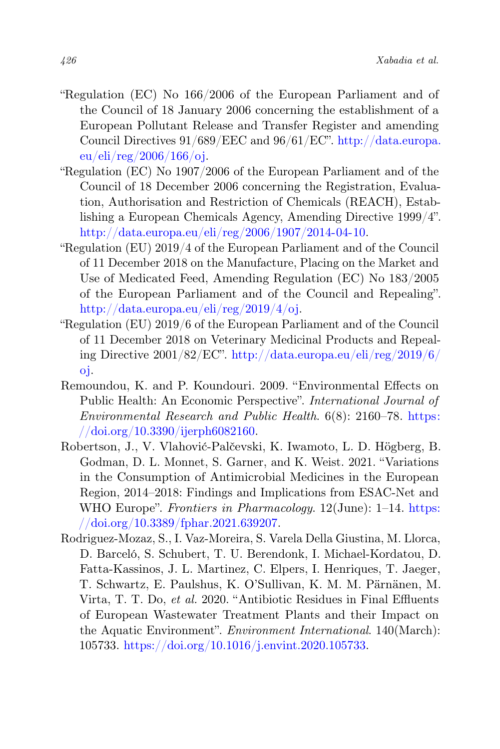"Regulation (EC) No 166/2006 of the European Parliament and of the Council of 18 January 2006 concerning the establishment of a European Pollutant Release and Transfer Register and amending Council Directives 91/689/EEC and 96/61/EC". http://data.europa.eu/eli/reg/2006/166/oj.

"Regulation (EC) No 1907/2006 of the European Parliament and of the Council of 18 December 2006 concerning the Registration, Evaluation, Authorisation and Restriction of Chemicals (REACH), Establishing a European Chemicals Agency, Amending Directive 1999/4". http://data.europa.eu/eli/reg/2006/1907/2014-04-10.

"Regulation (EU) 2019/4 of the European Parliament and of the Council of 11 December 2018 on the Manufacture, Placing on the Market and Use of Medicated Feed, Amending Regulation (EC) No 183/2005 of the European Parliament and of the Council and Repealing". http://data.europa.eu/eli/reg/2019/4/oj.

"Regulation (EU) 2019/6 of the European Parliament and of the Council of 11 December 2018 on Veterinary Medicinal Products and Repealing Directive 2001/82/EC". http://data.europa.eu/eli/reg/2019/6/oj.

Remoundou, K. and P. Koundouri. 2009. "Environmental Effects on Public Health: An Economic Perspective". *International Journal of Environmental Research and Public Health*. 6(8): 2160–78. https://doi.org/10.3390/ijerph6082160.

Robertson, J., V. Vlahović-Palčevski, K. Iwamoto, L. D. Högberg, B. Godman, D. L. Monnet, S. Garner, and K. Weist. 2021. "Variations in the Consumption of Antimicrobial Medicines in the European Region, 2014–2018: Findings and Implications from ESAC-Net and WHO Europe". *Frontiers in Pharmacology*. 12(June): 1–14. https://doi.org/10.3389/fphar.2021.639207.

Rodriguez-Mozaz, S., I. Vaz-Moreira, S. Varela Della Giustina, M. Llorca, D. Barceló, S. Schubert, T. U. Berendonk, I. Michael-Kordatou, D. Fatta-Kassinos, J. L. Martinez, C. Elpers, I. Henriques, T. Jaeger, T. Schwartz, E. Paulshus, K. O'Sullivan, K. M. M. Pärnänen, M. Virta, T. T. Do, *et al.* 2020. "Antibiotic Residues in Final Effluents of European Wastewater Treatment Plants and their Impact on the Aquatic Environment". *Environment International*. 140(March): 105733. https://doi.org/10.1016/j.envint.2020.105733.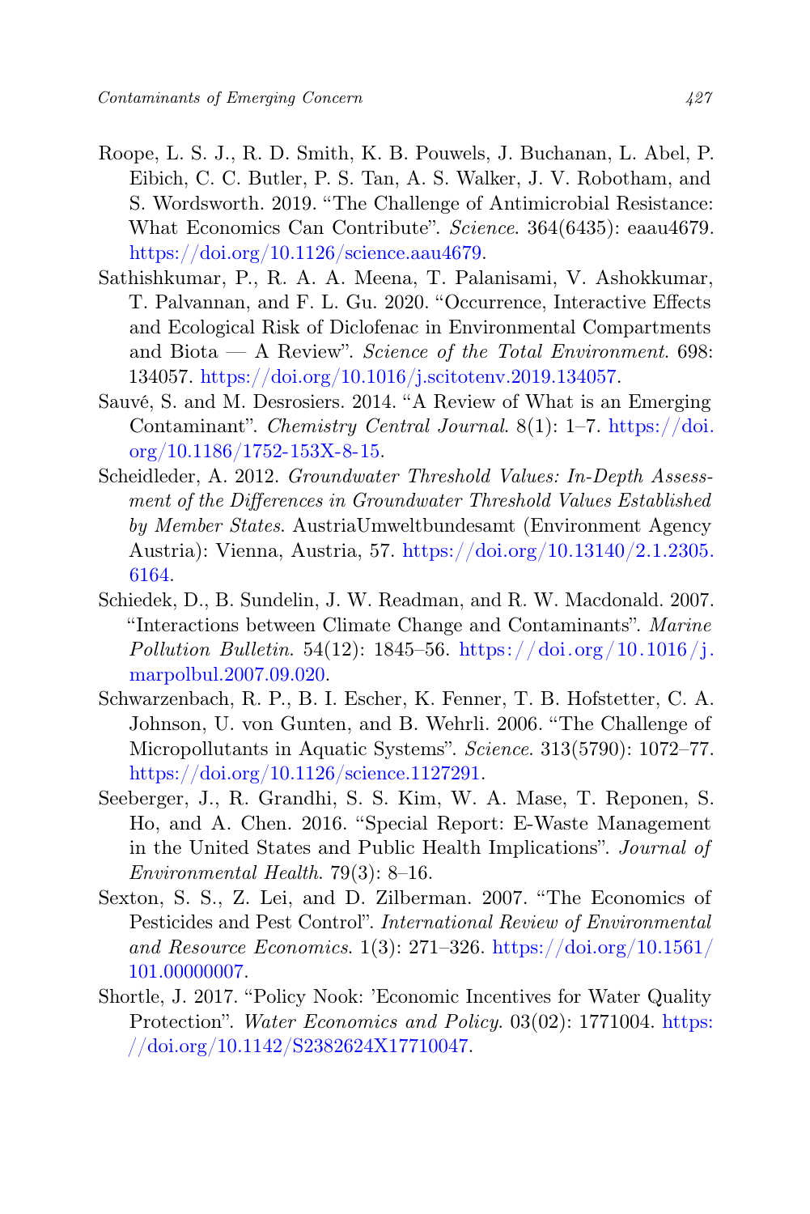Roope, L. S. J., R. D. Smith, K. B. Pouwels, J. Buchanan, L. Abel, P. Eibich, C. C. Butler, P. S. Tan, A. S. Walker, J. V. Robotham, and S. Wordsworth. 2019. "The Challenge of Antimicrobial Resistance: What Economics Can Contribute". *Science*. 364(6435): eaau4679. https://doi.org/10.1126/science.aau4679.

Sathishkumar, P., R. A. A. Meena, T. Palanisami, V. Ashokkumar, T. Palvannan, and F. L. Gu. 2020. "Occurrence, Interactive Effects and Ecological Risk of Diclofenac in Environmental Compartments and Biota — A Review". *Science of the Total Environment*. 698: 134057. https://doi.org/10.1016/j.scitotenv.2019.134057.

Sauvé, S. and M. Desrosiers. 2014. "A Review of What is an Emerging Contaminant". *Chemistry Central Journal*. 8(1): 1–7. https://doi.org/10.1186/1752-153X-8-15.

Scheidleder, A. 2012. *Groundwater Threshold Values: In-Depth Assessment of the Differences in Groundwater Threshold Values Established by Member States*. AustriaUmweltbundesamt (Environment Agency Austria): Vienna, Austria, 57. https://doi.org/10.13140/2.1.2305.6164.

Schiedek, D., B. Sundelin, J. W. Readman, and R. W. Macdonald. 2007. "Interactions between Climate Change and Contaminants". *Marine Pollution Bulletin*. 54(12): 1845–56. https://doi.org/10.1016/j.marpolbul.2007.09.020.

Schwarzenbach, R. P., B. I. Escher, K. Fenner, T. B. Hofstetter, C. A. Johnson, U. von Gunten, and B. Wehrli. 2006. "The Challenge of Micropollutants in Aquatic Systems". *Science*. 313(5790): 1072–77. https://doi.org/10.1126/science.1127291.

Seeberger, J., R. Grandhi, S. S. Kim, W. A. Mase, T. Reponen, S. Ho, and A. Chen. 2016. "Special Report: E-Waste Management in the United States and Public Health Implications". *Journal of Environmental Health*. 79(3): 8–16.

Sexton, S. S., Z. Lei, and D. Zilberman. 2007. "The Economics of Pesticides and Pest Control". *International Review of Environmental and Resource Economics*. 1(3): 271–326. https://doi.org/10.1561/101.00000007.

Shortle, J. 2017. "Policy Nook: 'Economic Incentives for Water Quality Protection". *Water Economics and Policy*. 03(02): 1771004. https://doi.org/10.1142/S2382624X17710047.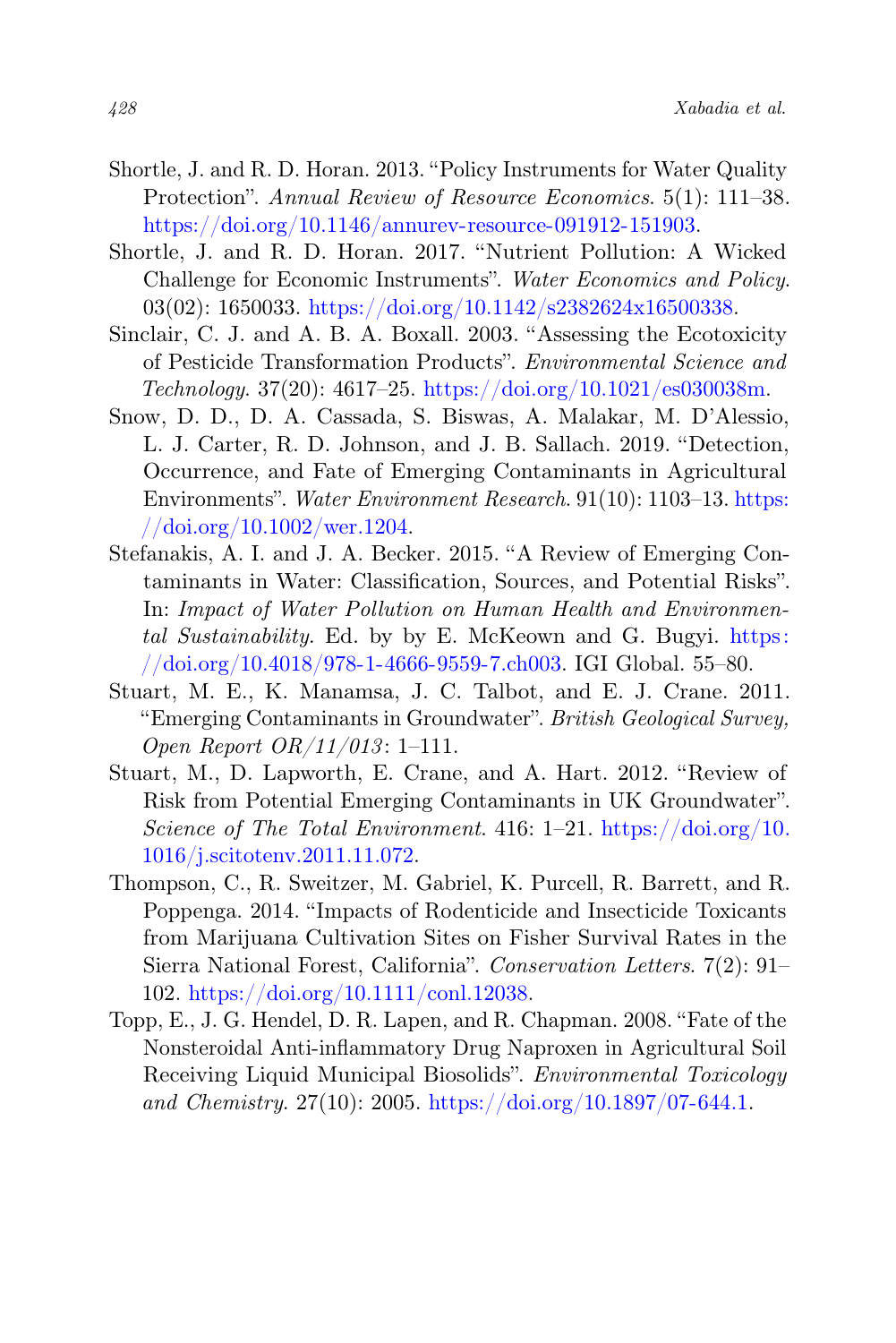Shortle, J. and R. D. Horan. 2013. "Policy Instruments for Water Quality Protection". *Annual Review of Resource Economics*. 5(1): 111–38. https://doi.org/10.1146/annurev-resource-091912-151903.

Shortle, J. and R. D. Horan. 2017. "Nutrient Pollution: A Wicked Challenge for Economic Instruments". *Water Economics and Policy*. 03(02): 1650033. https://doi.org/10.1142/s2382624x16500338.

Sinclair, C. J. and A. B. A. Boxall. 2003. "Assessing the Ecotoxicity of Pesticide Transformation Products". *Environmental Science and Technology*. 37(20): 4617–25. https://doi.org/10.1021/es030038m.

Snow, D. D., D. A. Cassada, S. Biswas, A. Malakar, M. D'Alessio, L. J. Carter, R. D. Johnson, and J. B. Sallach. 2019. "Detection, Occurrence, and Fate of Emerging Contaminants in Agricultural Environments". *Water Environment Research*. 91(10): 1103–13. https://doi.org/10.1002/wer.1204.

Stefanakis, A. I. and J. A. Becker. 2015. "A Review of Emerging Contaminants in Water: Classification, Sources, and Potential Risks". In: *Impact of Water Pollution on Human Health and Environmental Sustainability*. Ed. by by E. McKeown and G. Bugyi. https://doi.org/10.4018/978-1-4666-9559-7.ch003. IGI Global. 55–80.

Stuart, M. E., K. Manamsa, J. C. Talbot, and E. J. Crane. 2011. "Emerging Contaminants in Groundwater". *British Geological Survey, Open Report OR/11/013*: 1–111.

Stuart, M., D. Lapworth, E. Crane, and A. Hart. 2012. "Review of Risk from Potential Emerging Contaminants in UK Groundwater". *Science of The Total Environment*. 416: 1–21. https://doi.org/10.1016/j.scitotenv.2011.11.072.

Thompson, C., R. Sweitzer, M. Gabriel, K. Purcell, R. Barrett, and R. Poppenga. 2014. "Impacts of Rodenticide and Insecticide Toxicants from Marijuana Cultivation Sites on Fisher Survival Rates in the Sierra National Forest, California". *Conservation Letters*. 7(2): 91–102. https://doi.org/10.1111/conl.12038.

Topp, E., J. G. Hendel, D. R. Lapen, and R. Chapman. 2008. "Fate of the Nonsteroidal Anti-inflammatory Drug Naproxen in Agricultural Soil Receiving Liquid Municipal Biosolids". *Environmental Toxicology and Chemistry*. 27(10): 2005. https://doi.org/10.1897/07-644.1.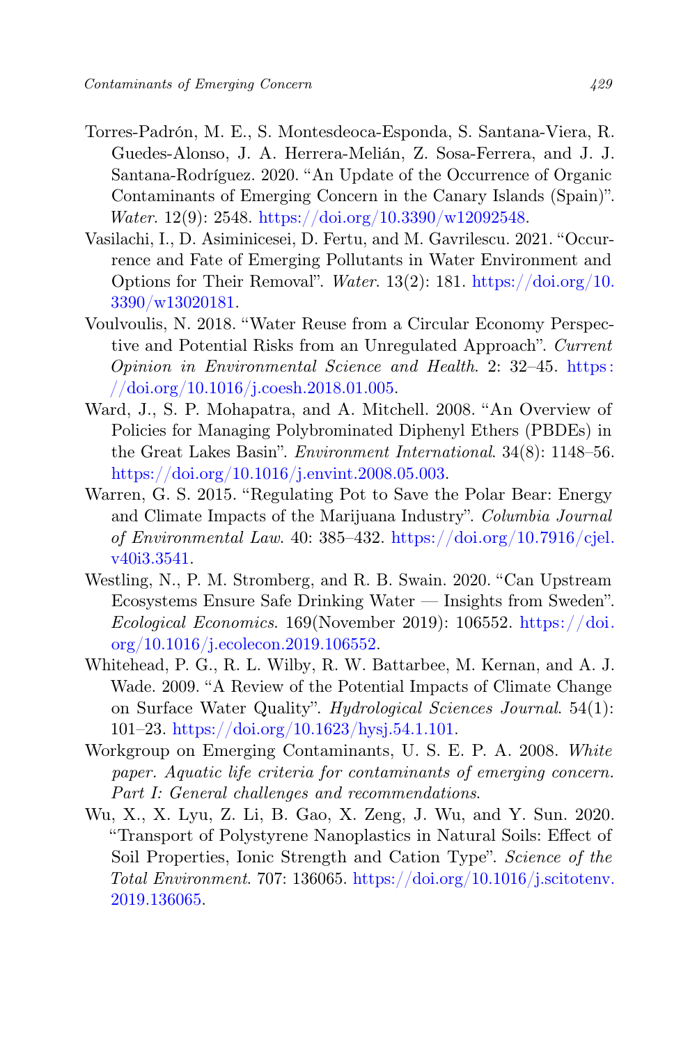Torres-Padrón, M. E., S. Montesdeoca-Esponda, S. Santana-Viera, R. Guedes-Alonso, J. A. Herrera-Melián, Z. Sosa-Ferrera, and J. J. Santana-Rodríguez. 2020. "An Update of the Occurrence of Organic Contaminants of Emerging Concern in the Canary Islands (Spain)". *Water*. 12(9): 2548. https://doi.org/10.3390/w12092548.

Vasilachi, I., D. Asiminicesei, D. Fertu, and M. Gavrilescu. 2021. "Occurrence and Fate of Emerging Pollutants in Water Environment and Options for Their Removal". *Water*. 13(2): 181. https://doi.org/10.3390/w13020181.

Voulvoulis, N. 2018. "Water Reuse from a Circular Economy Perspective and Potential Risks from an Unregulated Approach". *Current Opinion in Environmental Science and Health*. 2: 32–45. https://doi.org/10.1016/j.coesh.2018.01.005.

Ward, J., S. P. Mohapatra, and A. Mitchell. 2008. "An Overview of Policies for Managing Polybrominated Diphenyl Ethers (PBDEs) in the Great Lakes Basin". *Environment International*. 34(8): 1148–56. https://doi.org/10.1016/j.envint.2008.05.003.

Warren, G. S. 2015. "Regulating Pot to Save the Polar Bear: Energy and Climate Impacts of the Marijuana Industry". *Columbia Journal of Environmental Law*. 40: 385–432. https://doi.org/10.7916/cjel.v40i3.3541.

Westling, N., P. M. Stromberg, and R. B. Swain. 2020. "Can Upstream Ecosystems Ensure Safe Drinking Water — Insights from Sweden". *Ecological Economics*. 169(November 2019): 106552. https://doi.org/10.1016/j.ecolecon.2019.106552.

Whitehead, P. G., R. L. Wilby, R. W. Battarbee, M. Kernan, and A. J. Wade. 2009. "A Review of the Potential Impacts of Climate Change on Surface Water Quality". *Hydrological Sciences Journal*. 54(1): 101–23. https://doi.org/10.1623/hysj.54.1.101.

Workgroup on Emerging Contaminants, U. S. E. P. A. 2008. *White paper. Aquatic life criteria for contaminants of emerging concern. Part I: General challenges and recommendations*.

Wu, X., X. Lyu, Z. Li, B. Gao, X. Zeng, J. Wu, and Y. Sun. 2020. "Transport of Polystyrene Nanoplastics in Natural Soils: Effect of Soil Properties, Ionic Strength and Cation Type". *Science of the Total Environment*. 707: 136065. https://doi.org/10.1016/j.scitotenv.2019.136065.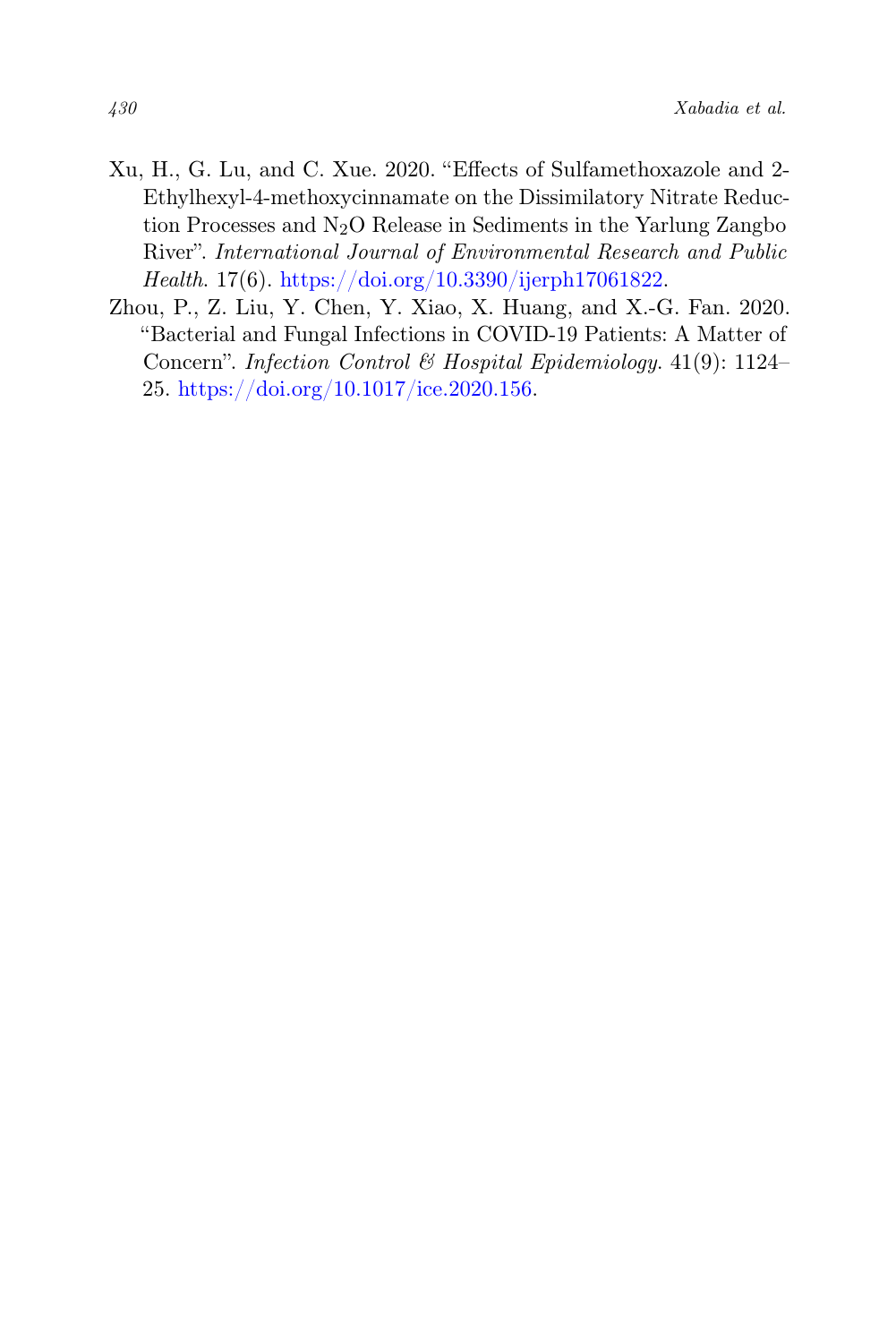Xu, H., G. Lu, and C. Xue. 2020. "Effects of Sulfamethoxazole and 2-Ethylhexyl-4-methoxycinnamate on the Dissimilatory Nitrate Reduction Processes and $N_2O$ Release in Sediments in the Yarlung Zangbo River". *International Journal of Environmental Research and Public Health*. 17(6). https://doi.org/10.3390/ijerph17061822.

Zhou, P., Z. Liu, Y. Chen, Y. Xiao, X. Huang, and X.-G. Fan. 2020. "Bacterial and Fungal Infections in COVID-19 Patients: A Matter of Concern". *Infection Control & Hospital Epidemiology*. 41(9): 1124–25. https://doi.org/10.1017/ice.2020.156.